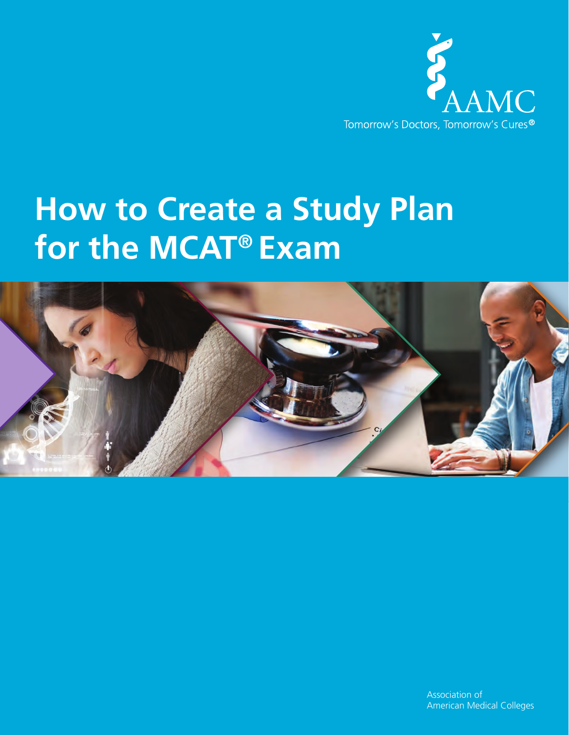AAMC

Tomorrow's Doctors, Tomorrow's Cures®

# How to Create a Study Plan for the MCAT® Exam

Association of American Medical Colleges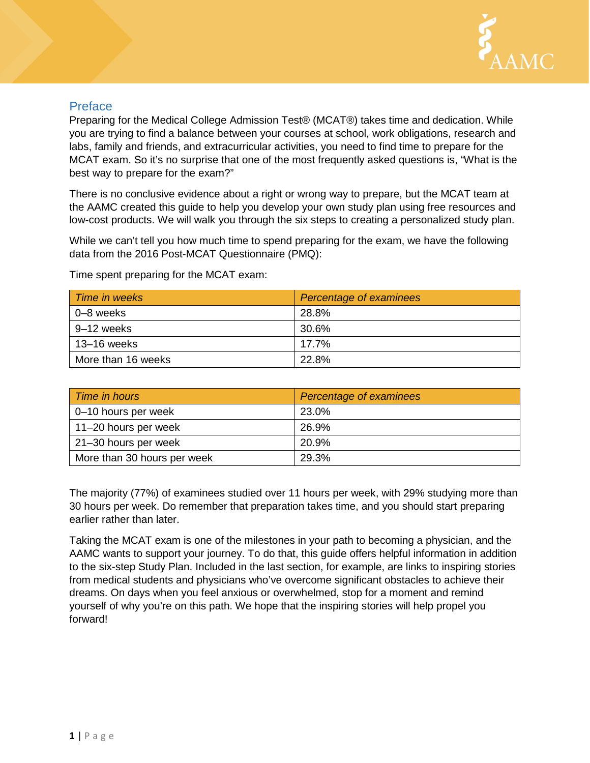## Preface

Preparing for the Medical College Admission Test® (MCAT®) takes time and dedication. While you are trying to find a balance between your courses at school, work obligations, research and labs, family and friends, and extracurricular activities, you need to find time to prepare for the MCAT exam. So it's no surprise that one of the most frequently asked questions is, "What is the best way to prepare for the exam?"

There is no conclusive evidence about a right or wrong way to prepare, but the MCAT team at the AAMC created this guide to help you develop your own study plan using free resources and low-cost products. We will walk you through the six steps to creating a personalized study plan.

While we can't tell you how much time to spend preparing for the exam, we have the following data from the 2016 Post-MCAT Questionnaire (PMQ):

Time spent preparing for the MCAT exam:

| *Time in weeks* | *Percentage of examinees* |
|---|---|
| 0–8 weeks | 28.8% |
| 9–12 weeks | 30.6% |
| 13–16 weeks | 17.7% |
| More than 16 weeks | 22.8% |

| *Time in hours* | *Percentage of examinees* |
|---|---|
| 0–10 hours per week | 23.0% |
| 11–20 hours per week | 26.9% |
| 21–30 hours per week | 20.9% |
| More than 30 hours per week | 29.3% |

The majority (77%) of examinees studied over 11 hours per week, with 29% studying more than 30 hours per week. Do remember that preparation takes time, and you should start preparing earlier rather than later.

Taking the MCAT exam is one of the milestones in your path to becoming a physician, and the AAMC wants to support your journey. To do that, this guide offers helpful information in addition to the six-step Study Plan. Included in the last section, for example, are links to inspiring stories from medical students and physicians who've overcome significant obstacles to achieve their dreams. On days when you feel anxious or overwhelmed, stop for a moment and remind yourself of why you're on this path. We hope that the inspiring stories will help propel you forward!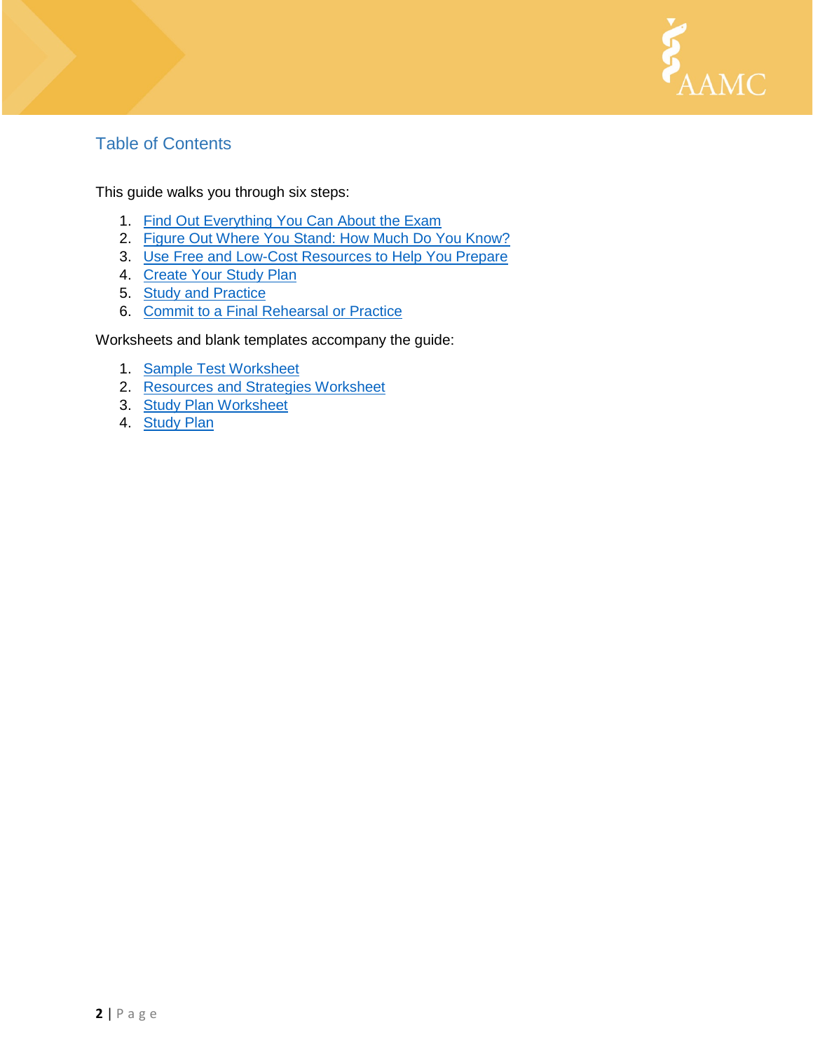## Table of Contents

This guide walks you through six steps:

1. Find Out Everything You Can About the Exam
2. Figure Out Where You Stand: How Much Do You Know?
3. Use Free and Low-Cost Resources to Help You Prepare
4. Create Your Study Plan
5. Study and Practice
6. Commit to a Final Rehearsal or Practice

Worksheets and blank templates accompany the guide:

1. Sample Test Worksheet
2. Resources and Strategies Worksheet
3. Study Plan Worksheet
4. Study Plan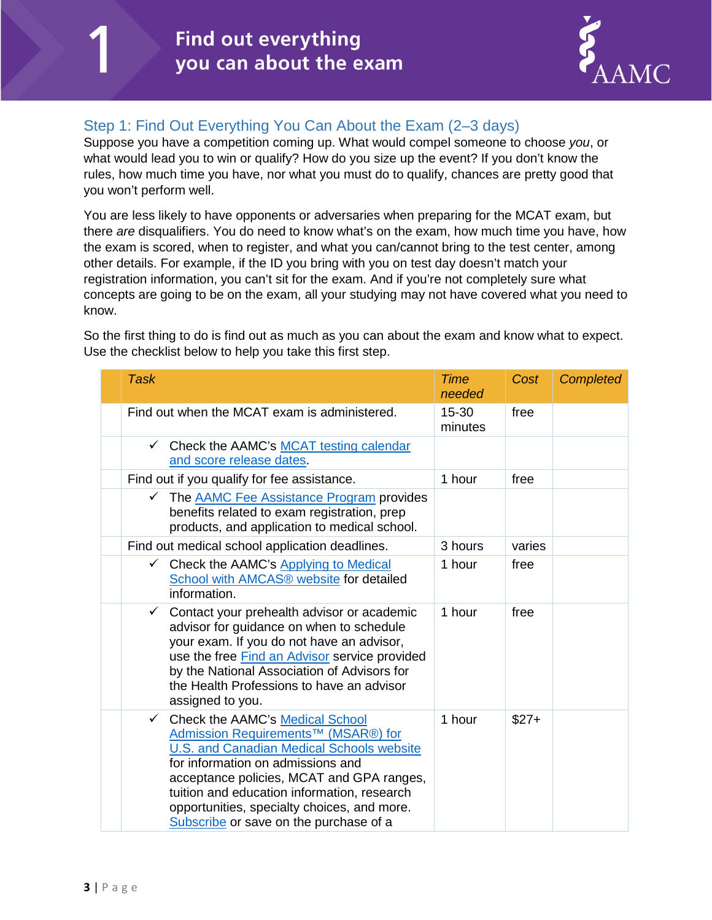# 1 Find out everything you can about the exam

## Step 1: Find Out Everything You Can About the Exam (2–3 days)

Suppose you have a competition coming up. What would compel someone to choose *you*, or what would lead you to win or qualify? How do you size up the event? If you don't know the rules, how much time you have, nor what you must do to qualify, chances are pretty good that you won't perform well.

You are less likely to have opponents or adversaries when preparing for the MCAT exam, but there *are* disqualifiers. You do need to know what's on the exam, how much time you have, how the exam is scored, when to register, and what you can/cannot bring to the test center, among other details. For example, if the ID you bring with you on test day doesn't match your registration information, you can't sit for the exam. And if you're not completely sure what concepts are going to be on the exam, all your studying may not have covered what you need to know.

So the first thing to do is find out as much as you can about the exam and know what to expect. Use the checklist below to help you take this first step.

| | *Task* | *Time needed* | *Cost* | *Completed* |
|---|---|---|---|---|
| | Find out when the MCAT exam is administered. | 15-30 minutes | free | |
| | ✓ Check the AAMC's MCAT testing calendar and score release dates. | | | |
| | Find out if you qualify for fee assistance. | 1 hour | free | |
| | ✓ The AAMC Fee Assistance Program provides benefits related to exam registration, prep products, and application to medical school. | | | |
| | Find out medical school application deadlines. | 3 hours | varies | |
| | ✓ Check the AAMC's Applying to Medical School with AMCAS® website for detailed information. | 1 hour | free | |
| | ✓ Contact your prehealth advisor or academic advisor for guidance on when to schedule your exam. If you do not have an advisor, use the free Find an Advisor service provided by the National Association of Advisors for the Health Professions to have an advisor assigned to you. | 1 hour | free | |
| | ✓ Check the AAMC's Medical School Admission Requirements™ (MSAR®) for U.S. and Canadian Medical Schools website for information on admissions and acceptance policies, MCAT and GPA ranges, tuition and education information, research opportunities, specialty choices, and more. Subscribe or save on the purchase of a | 1 hour | $27+ | |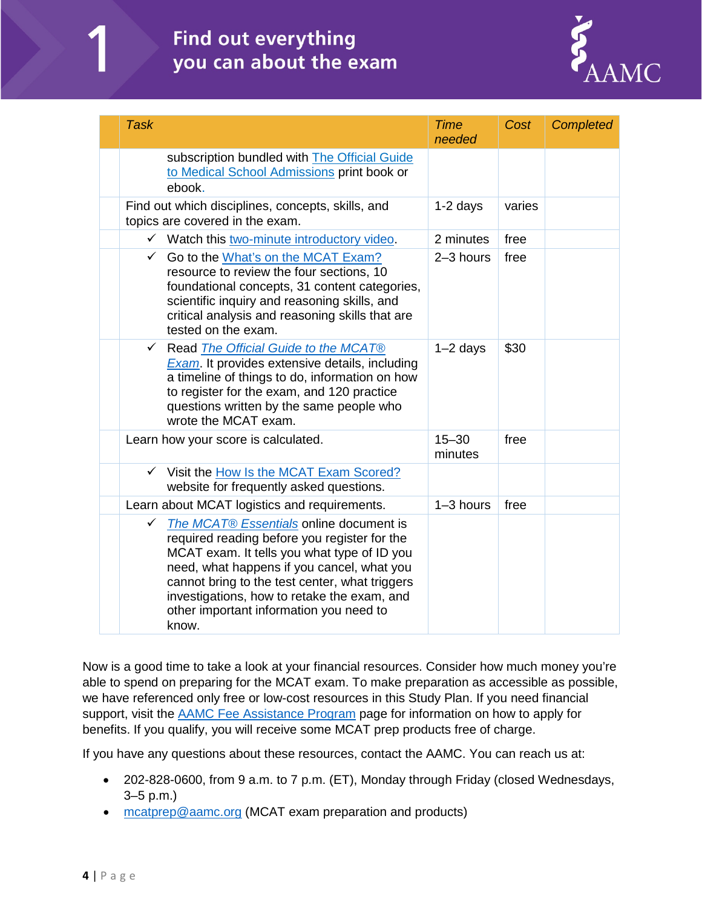# 1 Find out everything you can about the exam

| | Task | Time needed | Cost | Completed |
|---|---|---|---|---|
| | subscription bundled with The Official Guide to Medical School Admissions print book or ebook. | | | |
| | Find out which disciplines, concepts, skills, and topics are covered in the exam. | 1-2 days | varies | |
| | ✓ Watch this two-minute introductory video. | 2 minutes | free | |
| | ✓ Go to the What's on the MCAT Exam? resource to review the four sections, 10 foundational concepts, 31 content categories, scientific inquiry and reasoning skills, and critical analysis and reasoning skills that are tested on the exam. | 2–3 hours | free | |
| | ✓ Read *The Official Guide to the MCAT® Exam*. It provides extensive details, including a timeline of things to do, information on how to register for the exam, and 120 practice questions written by the same people who wrote the MCAT exam. | 1–2 days | $30 | |
| | Learn how your score is calculated. | 15–30 minutes | free | |
| | ✓ Visit the How Is the MCAT Exam Scored? website for frequently asked questions. | | | |
| | Learn about MCAT logistics and requirements. | 1–3 hours | free | |
| | ✓ *The MCAT® Essentials* online document is required reading before you register for the MCAT exam. It tells you what type of ID you need, what happens if you cancel, what you cannot bring to the test center, what triggers investigations, how to retake the exam, and other important information you need to know. | | | |

Now is a good time to take a look at your financial resources. Consider how much money you're able to spend on preparing for the MCAT exam. To make preparation as accessible as possible, we have referenced only free or low-cost resources in this Study Plan. If you need financial support, visit the AAMC Fee Assistance Program page for information on how to apply for benefits. If you qualify, you will receive some MCAT prep products free of charge.

If you have any questions about these resources, contact the AAMC. You can reach us at:

- 202-828-0600, from 9 a.m. to 7 p.m. (ET), Monday through Friday (closed Wednesdays, 3–5 p.m.)
- mcatprep@aamc.org (MCAT exam preparation and products)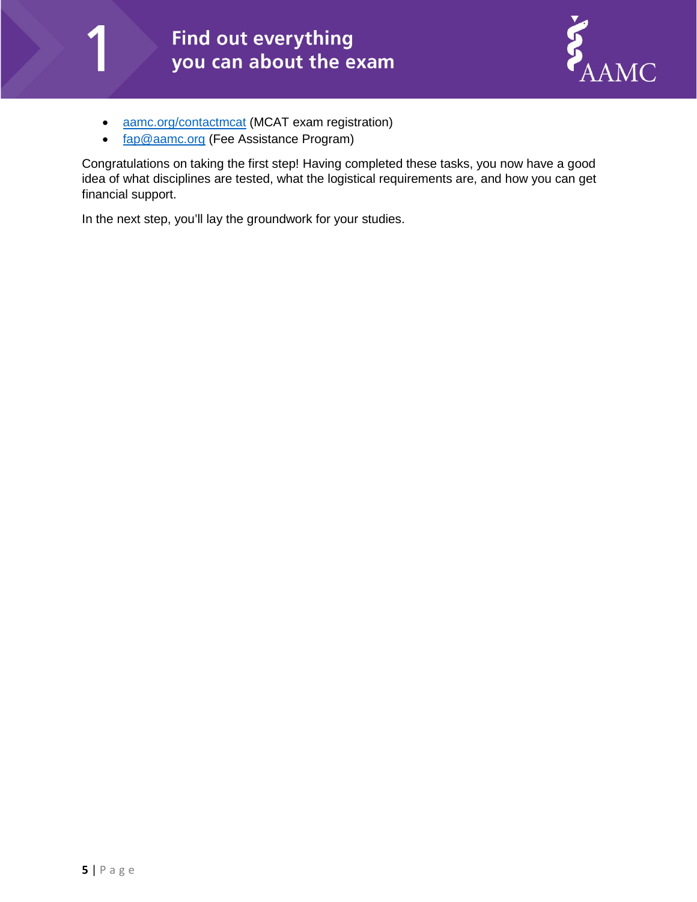- [aamc.org/contactmcat](https://aamc.org/contactmcat) (MCAT exam registration)
- [fap@aamc.org](mailto:fap@aamc.org) (Fee Assistance Program)

Congratulations on taking the first step! Having completed these tasks, you now have a good idea of what disciplines are tested, what the logistical requirements are, and how you can get financial support.

In the next step, you'll lay the groundwork for your studies.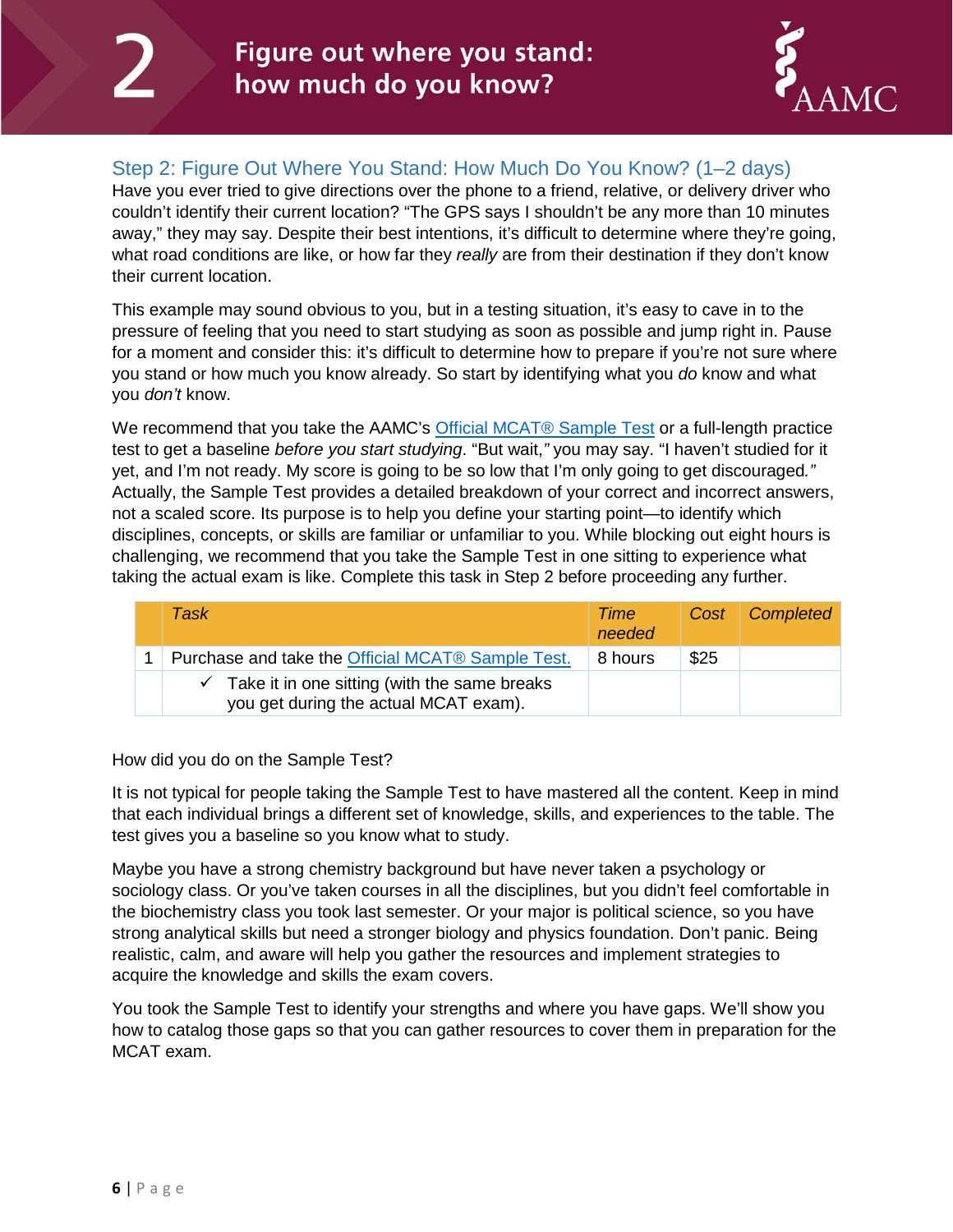# 2 Figure out where you stand: how much do you know?

## Step 2: Figure Out Where You Stand: How Much Do You Know? (1–2 days)

Have you ever tried to give directions over the phone to a friend, relative, or delivery driver who couldn't identify their current location? "The GPS says I shouldn't be any more than 10 minutes away," they may say. Despite their best intentions, it's difficult to determine where they're going, what road conditions are like, or how far they *really* are from their destination if they don't know their current location.

This example may sound obvious to you, but in a testing situation, it's easy to cave in to the pressure of feeling that you need to start studying as soon as possible and jump right in. Pause for a moment and consider this: it's difficult to determine how to prepare if you're not sure where you stand or how much you know already. So start by identifying what you *do* know and what you *don't* know.

We recommend that you take the AAMC's Official MCAT® Sample Test or a full-length practice test to get a baseline *before you start studying*. "But wait," you may say. "I haven't studied for it yet, and I'm not ready. My score is going to be so low that I'm only going to get discouraged." Actually, the Sample Test provides a detailed breakdown of your correct and incorrect answers, not a scaled score. Its purpose is to help you define your starting point—to identify which disciplines, concepts, or skills are familiar or unfamiliar to you. While blocking out eight hours is challenging, we recommend that you take the Sample Test in one sitting to experience what taking the actual exam is like. Complete this task in Step 2 before proceeding any further.

| | *Task* | *Time needed* | *Cost* | *Completed* |
|---|---|---|---|---|
| 1 | Purchase and take the Official MCAT® Sample Test. | 8 hours | $25 | |
| | ✓ Take it in one sitting (with the same breaks you get during the actual MCAT exam). | | | |

How did you do on the Sample Test?

It is not typical for people taking the Sample Test to have mastered all the content. Keep in mind that each individual brings a different set of knowledge, skills, and experiences to the table. The test gives you a baseline so you know what to study.

Maybe you have a strong chemistry background but have never taken a psychology or sociology class. Or you've taken courses in all the disciplines, but you didn't feel comfortable in the biochemistry class you took last semester. Or your major is political science, so you have strong analytical skills but need a stronger biology and physics foundation. Don't panic. Being realistic, calm, and aware will help you gather the resources and implement strategies to acquire the knowledge and skills the exam covers.

You took the Sample Test to identify your strengths and where you have gaps. We'll show you how to catalog those gaps so that you can gather resources to cover them in preparation for the MCAT exam.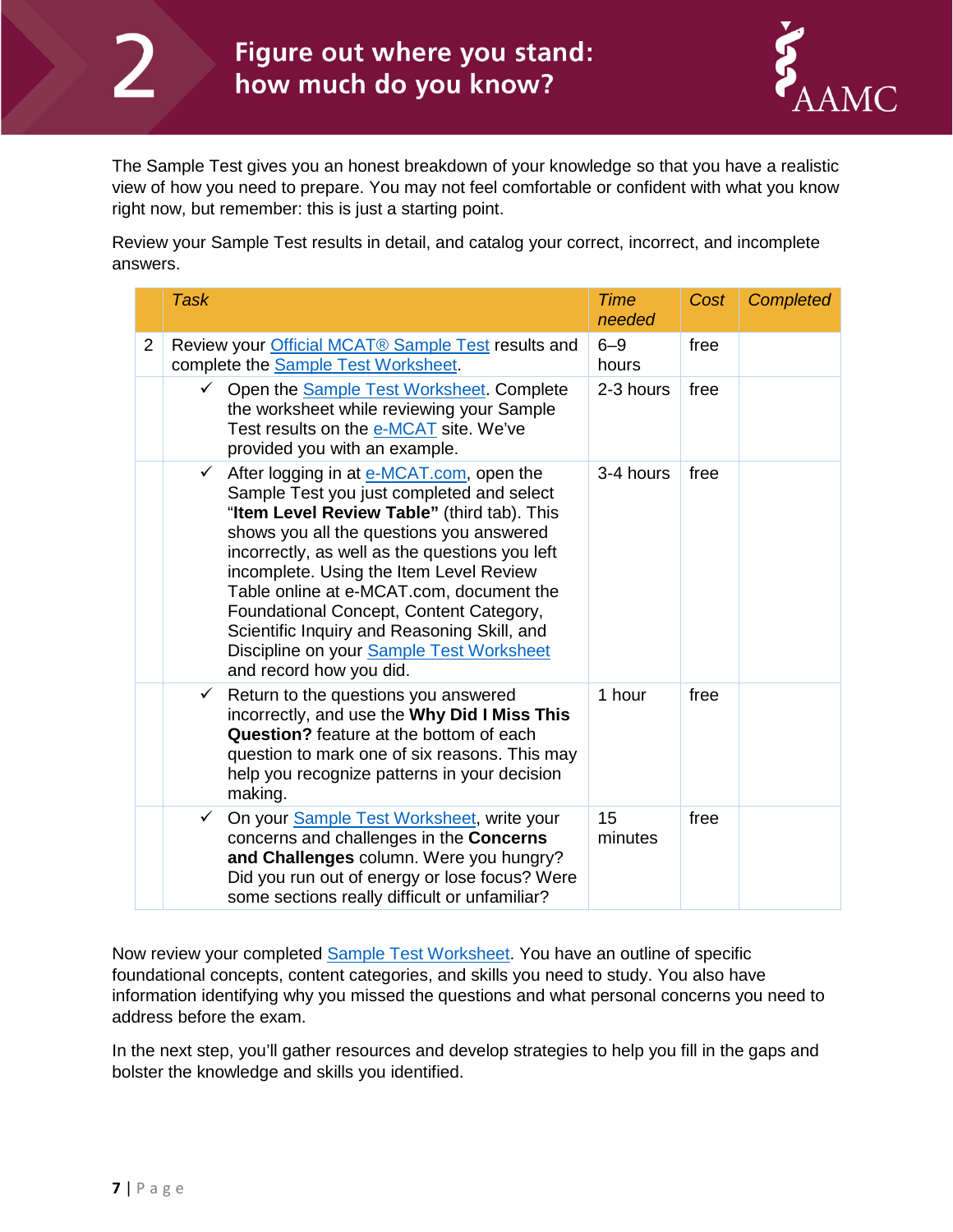# 2 Figure out where you stand: how much do you know?

The Sample Test gives you an honest breakdown of your knowledge so that you have a realistic view of how you need to prepare. You may not feel comfortable or confident with what you know right now, but remember: this is just a starting point.

Review your Sample Test results in detail, and catalog your correct, incorrect, and incomplete answers.

| | *Task* | *Time needed* | *Cost* | *Completed* |
|---|---|---|---|---|
| 2 | Review your Official MCAT® Sample Test results and complete the Sample Test Worksheet. | 6–9 hours | free | |
| | ✓ Open the Sample Test Worksheet. Complete the worksheet while reviewing your Sample Test results on the e-MCAT site. We've provided you with an example. | 2-3 hours | free | |
| | ✓ After logging in at e-MCAT.com, open the Sample Test you just completed and select "**Item Level Review Table"** (third tab). This shows you all the questions you answered incorrectly, as well as the questions you left incomplete. Using the Item Level Review Table online at e-MCAT.com, document the Foundational Concept, Content Category, Scientific Inquiry and Reasoning Skill, and Discipline on your Sample Test Worksheet and record how you did. | 3-4 hours | free | |
| | ✓ Return to the questions you answered incorrectly, and use the **Why Did I Miss This Question?** feature at the bottom of each question to mark one of six reasons. This may help you recognize patterns in your decision making. | 1 hour | free | |
| | ✓ On your Sample Test Worksheet, write your concerns and challenges in the **Concerns and Challenges** column. Were you hungry? Did you run out of energy or lose focus? Were some sections really difficult or unfamiliar? | 15 minutes | free | |

Now review your completed Sample Test Worksheet. You have an outline of specific foundational concepts, content categories, and skills you need to study. You also have information identifying why you missed the questions and what personal concerns you need to address before the exam.

In the next step, you'll gather resources and develop strategies to help you fill in the gaps and bolster the knowledge and skills you identified.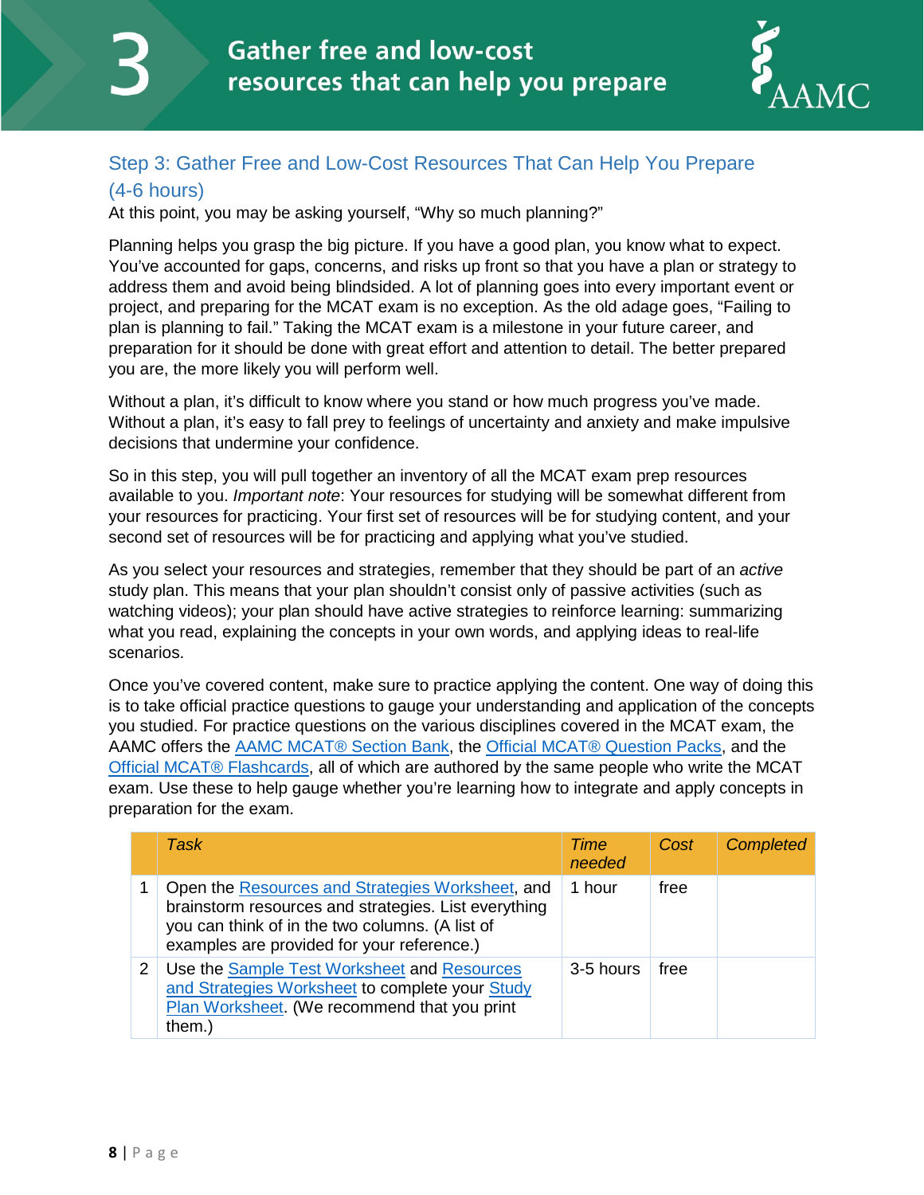# 3 Gather free and low-cost resources that can help you prepare

## Step 3: Gather Free and Low-Cost Resources That Can Help You Prepare (4-6 hours)

At this point, you may be asking yourself, "Why so much planning?"

Planning helps you grasp the big picture. If you have a good plan, you know what to expect. You've accounted for gaps, concerns, and risks up front so that you have a plan or strategy to address them and avoid being blindsided. A lot of planning goes into every important event or project, and preparing for the MCAT exam is no exception. As the old adage goes, "Failing to plan is planning to fail." Taking the MCAT exam is a milestone in your future career, and preparation for it should be done with great effort and attention to detail. The better prepared you are, the more likely you will perform well.

Without a plan, it's difficult to know where you stand or how much progress you've made. Without a plan, it's easy to fall prey to feelings of uncertainty and anxiety and make impulsive decisions that undermine your confidence.

So in this step, you will pull together an inventory of all the MCAT exam prep resources available to you. *Important note*: Your resources for studying will be somewhat different from your resources for practicing. Your first set of resources will be for studying content, and your second set of resources will be for practicing and applying what you've studied.

As you select your resources and strategies, remember that they should be part of an *active* study plan. This means that your plan shouldn't consist only of passive activities (such as watching videos); your plan should have active strategies to reinforce learning: summarizing what you read, explaining the concepts in your own words, and applying ideas to real-life scenarios.

Once you've covered content, make sure to practice applying the content. One way of doing this is to take official practice questions to gauge your understanding and application of the concepts you studied. For practice questions on the various disciplines covered in the MCAT exam, the AAMC offers the AAMC MCAT® Section Bank, the Official MCAT® Question Packs, and the Official MCAT® Flashcards, all of which are authored by the same people who write the MCAT exam. Use these to help gauge whether you're learning how to integrate and apply concepts in preparation for the exam.

| | *Task* | *Time needed* | *Cost* | *Completed* |
|---|---|---|---|---|
| 1 | Open the Resources and Strategies Worksheet, and brainstorm resources and strategies. List everything you can think of in the two columns. (A list of examples are provided for your reference.) | 1 hour | free | |
| 2 | Use the Sample Test Worksheet and Resources and Strategies Worksheet to complete your Study Plan Worksheet. (We recommend that you print them.) | 3-5 hours | free | |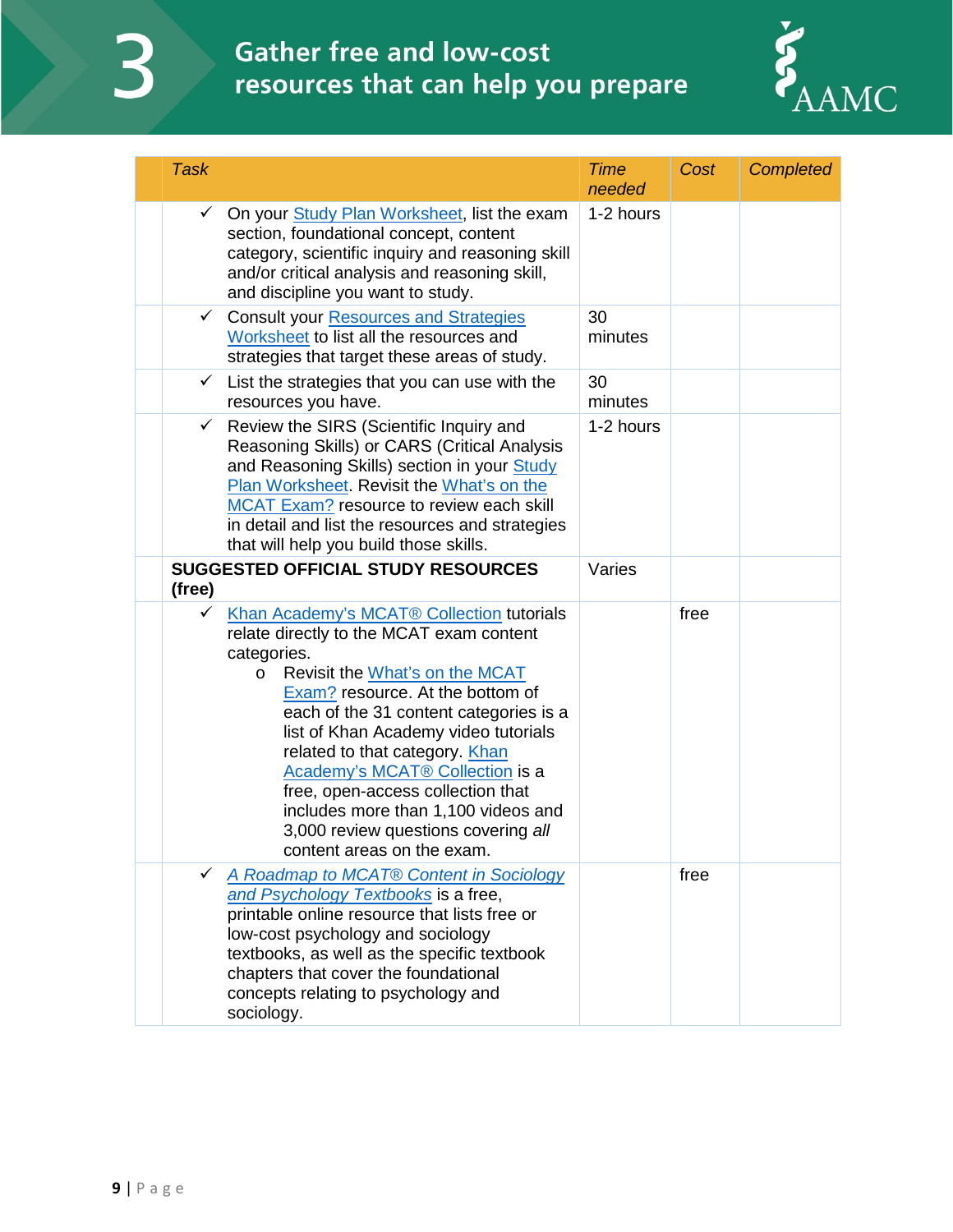# 3 Gather free and low-cost resources that can help you prepare

| | *Task* | *Time needed* | *Cost* | *Completed* |
|---|---|---|---|---|
| | ✓ On your Study Plan Worksheet, list the exam section, foundational concept, content category, scientific inquiry and reasoning skill and/or critical analysis and reasoning skill, and discipline you want to study. | 1-2 hours | | |
| | ✓ Consult your Resources and Strategies Worksheet to list all the resources and strategies that target these areas of study. | 30 minutes | | |
| | ✓ List the strategies that you can use with the resources you have. | 30 minutes | | |
| | ✓ Review the SIRS (Scientific Inquiry and Reasoning Skills) or CARS (Critical Analysis and Reasoning Skills) section in your Study Plan Worksheet. Revisit the What's on the MCAT Exam? resource to review each skill in detail and list the resources and strategies that will help you build those skills. | 1-2 hours | | |
| | **SUGGESTED OFFICIAL STUDY RESOURCES (free)** | Varies | | |
| | ✓ Khan Academy's MCAT® Collection tutorials relate directly to the MCAT exam content categories. <br> o Revisit the What's on the MCAT Exam? resource. At the bottom of each of the 31 content categories is a list of Khan Academy video tutorials related to that category. Khan Academy's MCAT® Collection is a free, open-access collection that includes more than 1,100 videos and 3,000 review questions covering *all* content areas on the exam. | | free | |
| | ✓ *A Roadmap to MCAT® Content in Sociology and Psychology Textbooks* is a free, printable online resource that lists free or low-cost psychology and sociology textbooks, as well as the specific textbook chapters that cover the foundational concepts relating to psychology and sociology. | | free | |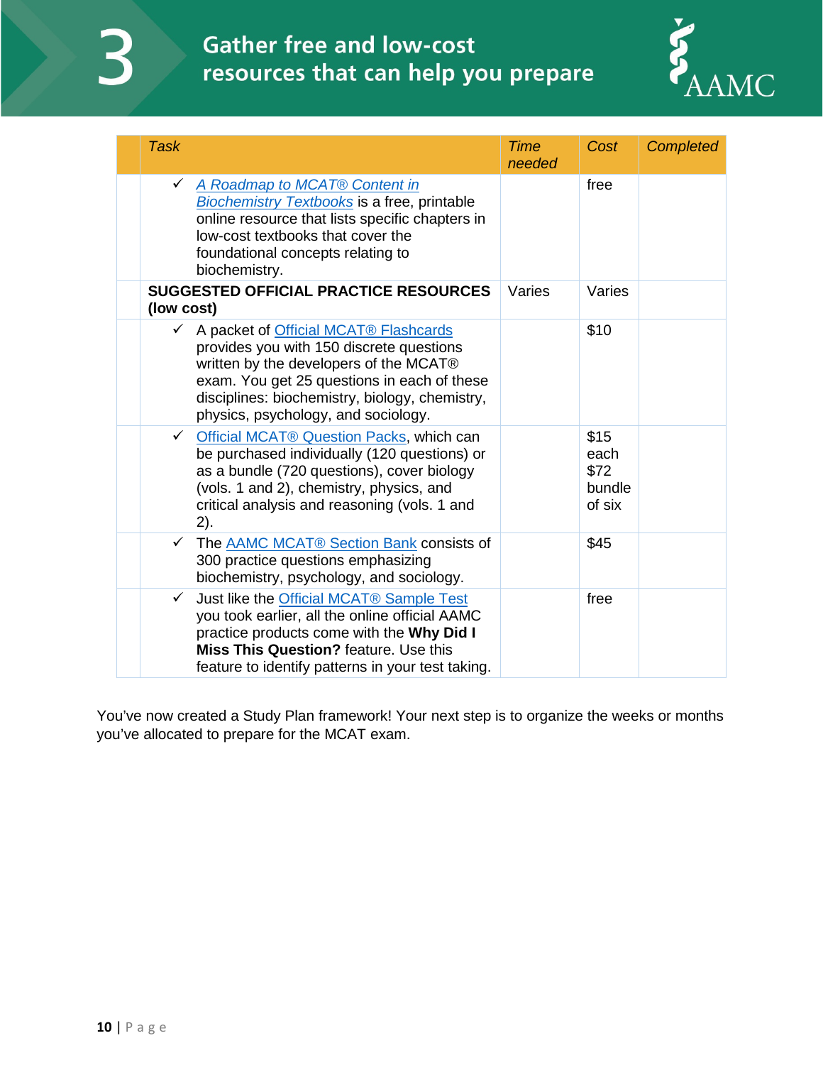# 3 Gather free and low-cost resources that can help you prepare

| | Task | Time needed | Cost | Completed |
|---|---|---|---|---|
| | ✓ *A Roadmap to MCAT® Content in Biochemistry Textbooks* is a free, printable online resource that lists specific chapters in low-cost textbooks that cover the foundational concepts relating to biochemistry. | | free | |
| | **SUGGESTED OFFICIAL PRACTICE RESOURCES (low cost)** | Varies | Varies | |
| | ✓ A packet of Official MCAT® Flashcards provides you with 150 discrete questions written by the developers of the MCAT® exam. You get 25 questions in each of these disciplines: biochemistry, biology, chemistry, physics, psychology, and sociology. | | $10 | |
| | ✓ Official MCAT® Question Packs, which can be purchased individually (120 questions) or as a bundle (720 questions), cover biology (vols. 1 and 2), chemistry, physics, and critical analysis and reasoning (vols. 1 and 2). | | $15 each $72 bundle of six | |
| | ✓ The AAMC MCAT® Section Bank consists of 300 practice questions emphasizing biochemistry, psychology, and sociology. | | $45 | |
| | ✓ Just like the Official MCAT® Sample Test you took earlier, all the online official AAMC practice products come with the **Why Did I Miss This Question?** feature. Use this feature to identify patterns in your test taking. | | free | |

You've now created a Study Plan framework! Your next step is to organize the weeks or months you've allocated to prepare for the MCAT exam.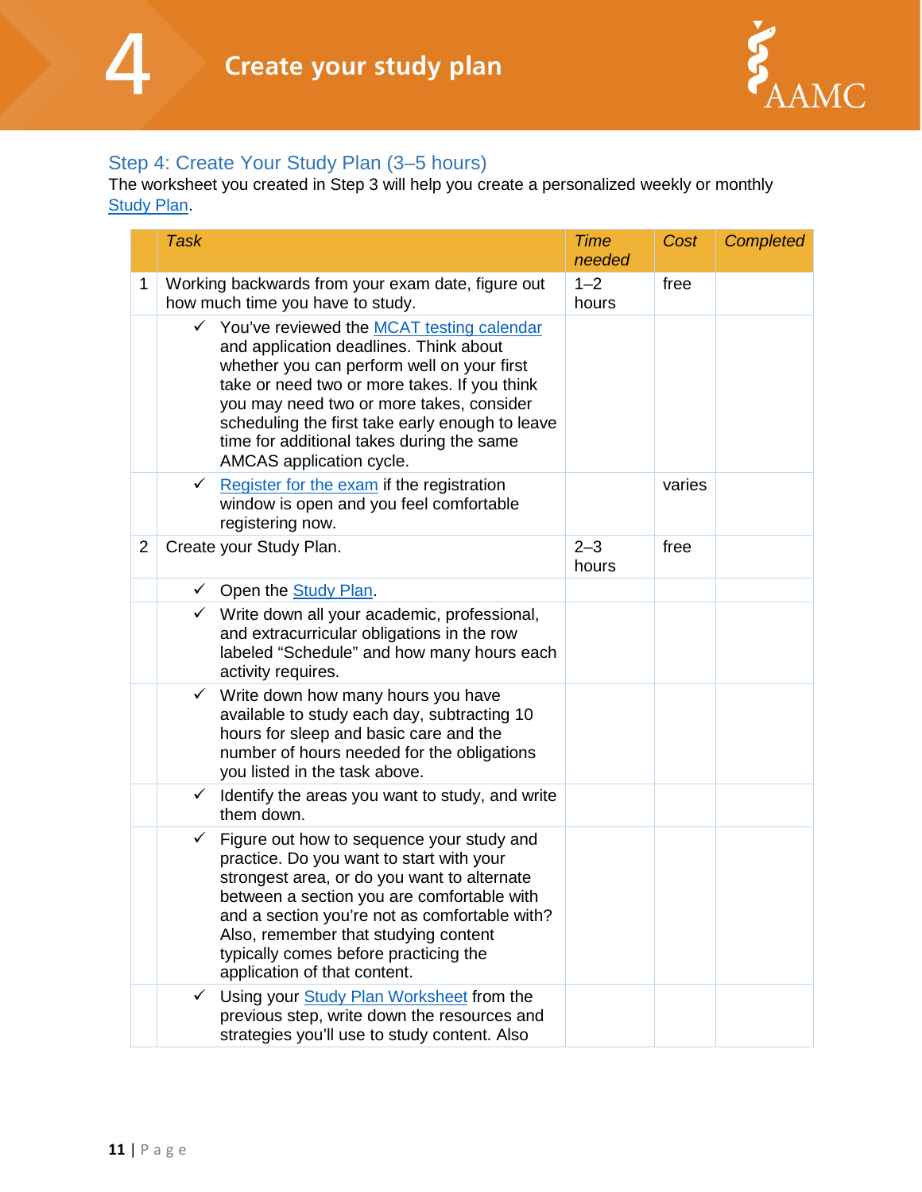# 4 Create your study plan

## Step 4: Create Your Study Plan (3–5 hours)

The worksheet you created in Step 3 will help you create a personalized weekly or monthly Study Plan.

| | *Task* | *Time needed* | *Cost* | *Completed* |
|---|---|---|---|---|
| 1 | Working backwards from your exam date, figure out how much time you have to study. | 1–2 hours | free | |
| | ✓ You've reviewed the MCAT testing calendar and application deadlines. Think about whether you can perform well on your first take or need two or more takes. If you think you may need two or more takes, consider scheduling the first take early enough to leave time for additional takes during the same AMCAS application cycle. | | | |
| | ✓ Register for the exam if the registration window is open and you feel comfortable registering now. | | varies | |
| 2 | Create your Study Plan. | 2–3 hours | free | |
| | ✓ Open the Study Plan. | | | |
| | ✓ Write down all your academic, professional, and extracurricular obligations in the row labeled "Schedule" and how many hours each activity requires. | | | |
| | ✓ Write down how many hours you have available to study each day, subtracting 10 hours for sleep and basic care and the number of hours needed for the obligations you listed in the task above. | | | |
| | ✓ Identify the areas you want to study, and write them down. | | | |
| | ✓ Figure out how to sequence your study and practice. Do you want to start with your strongest area, or do you want to alternate between a section you are comfortable with and a section you're not as comfortable with? Also, remember that studying content typically comes before practicing the application of that content. | | | |
| | ✓ Using your Study Plan Worksheet from the previous step, write down the resources and strategies you'll use to study content. Also | | | |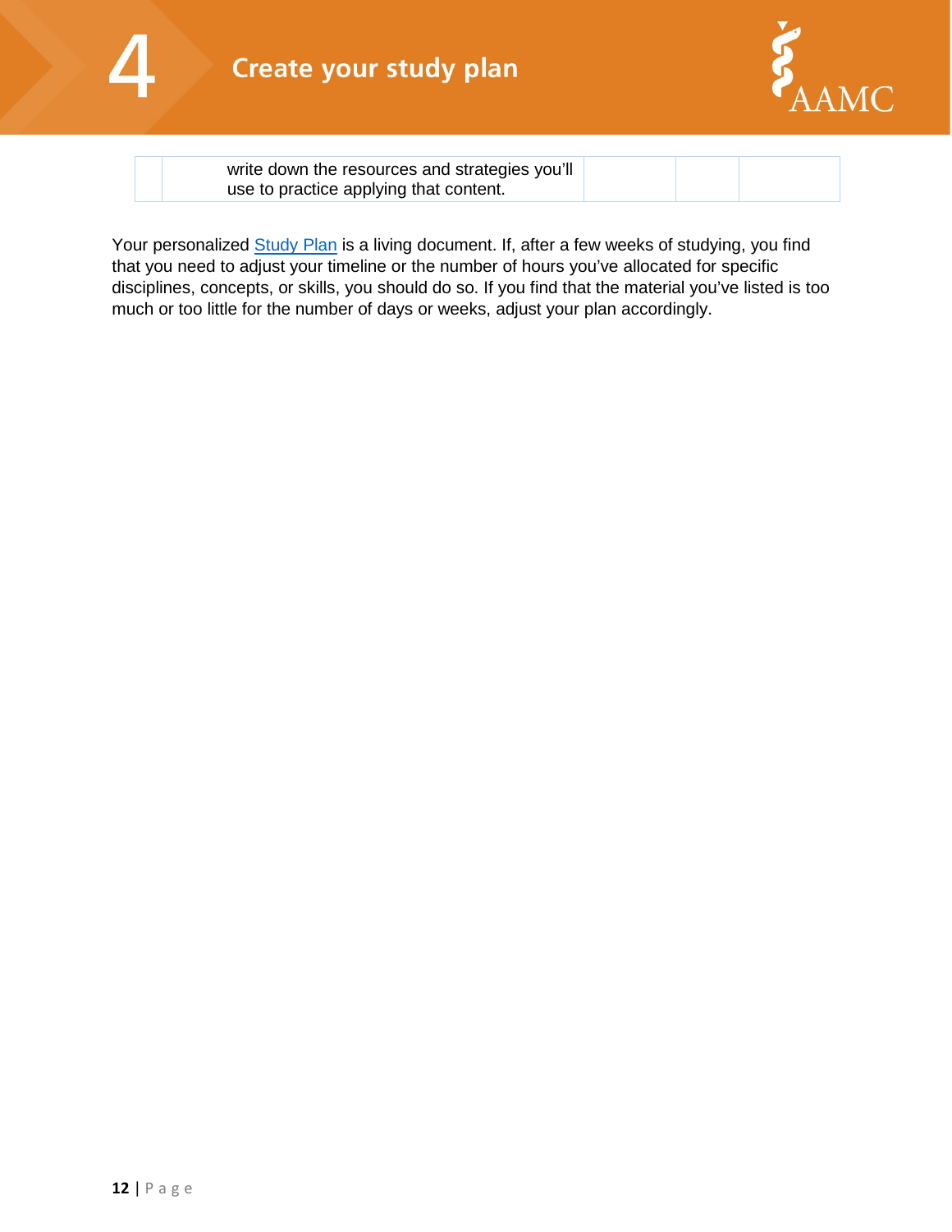| | write down the resources and strategies you'll use to practice applying that content. | | | |
|---|---|---|---|---|

Your personalized Study Plan is a living document. If, after a few weeks of studying, you find that you need to adjust your timeline or the number of hours you've allocated for specific disciplines, concepts, or skills, you should do so. If you find that the material you've listed is too much or too little for the number of days or weeks, adjust your plan accordingly.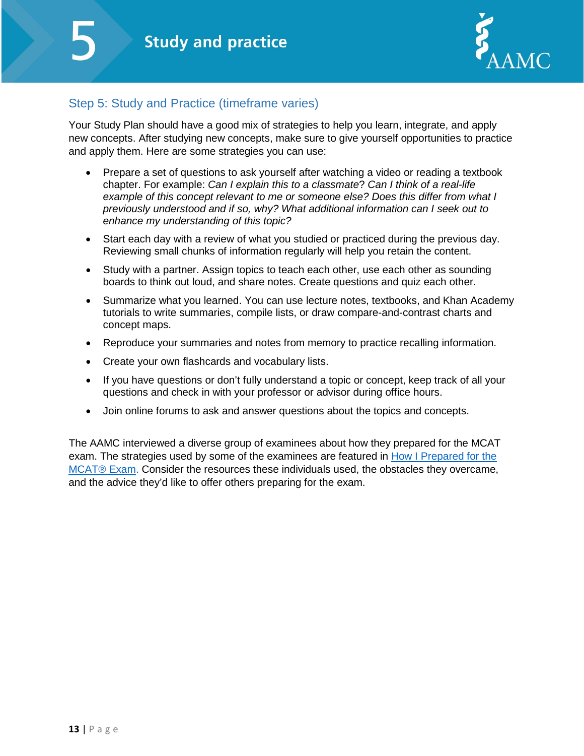# 5 Study and practice

## Step 5: Study and Practice (timeframe varies)

Your Study Plan should have a good mix of strategies to help you learn, integrate, and apply new concepts. After studying new concepts, make sure to give yourself opportunities to practice and apply them. Here are some strategies you can use:

- Prepare a set of questions to ask yourself after watching a video or reading a textbook chapter. For example: *Can I explain this to a classmate*? *Can I think of a real-life example of this concept relevant to me or someone else? Does this differ from what I previously understood and if so, why? What additional information can I seek out to enhance my understanding of this topic?*
- Start each day with a review of what you studied or practiced during the previous day. Reviewing small chunks of information regularly will help you retain the content.
- Study with a partner. Assign topics to teach each other, use each other as sounding boards to think out loud, and share notes. Create questions and quiz each other.
- Summarize what you learned. You can use lecture notes, textbooks, and Khan Academy tutorials to write summaries, compile lists, or draw compare-and-contrast charts and concept maps.
- Reproduce your summaries and notes from memory to practice recalling information.
- Create your own flashcards and vocabulary lists.
- If you have questions or don't fully understand a topic or concept, keep track of all your questions and check in with your professor or advisor during office hours.
- Join online forums to ask and answer questions about the topics and concepts.

The AAMC interviewed a diverse group of examinees about how they prepared for the MCAT exam. The strategies used by some of the examinees are featured in How I Prepared for the MCAT® Exam. Consider the resources these individuals used, the obstacles they overcame, and the advice they'd like to offer others preparing for the exam.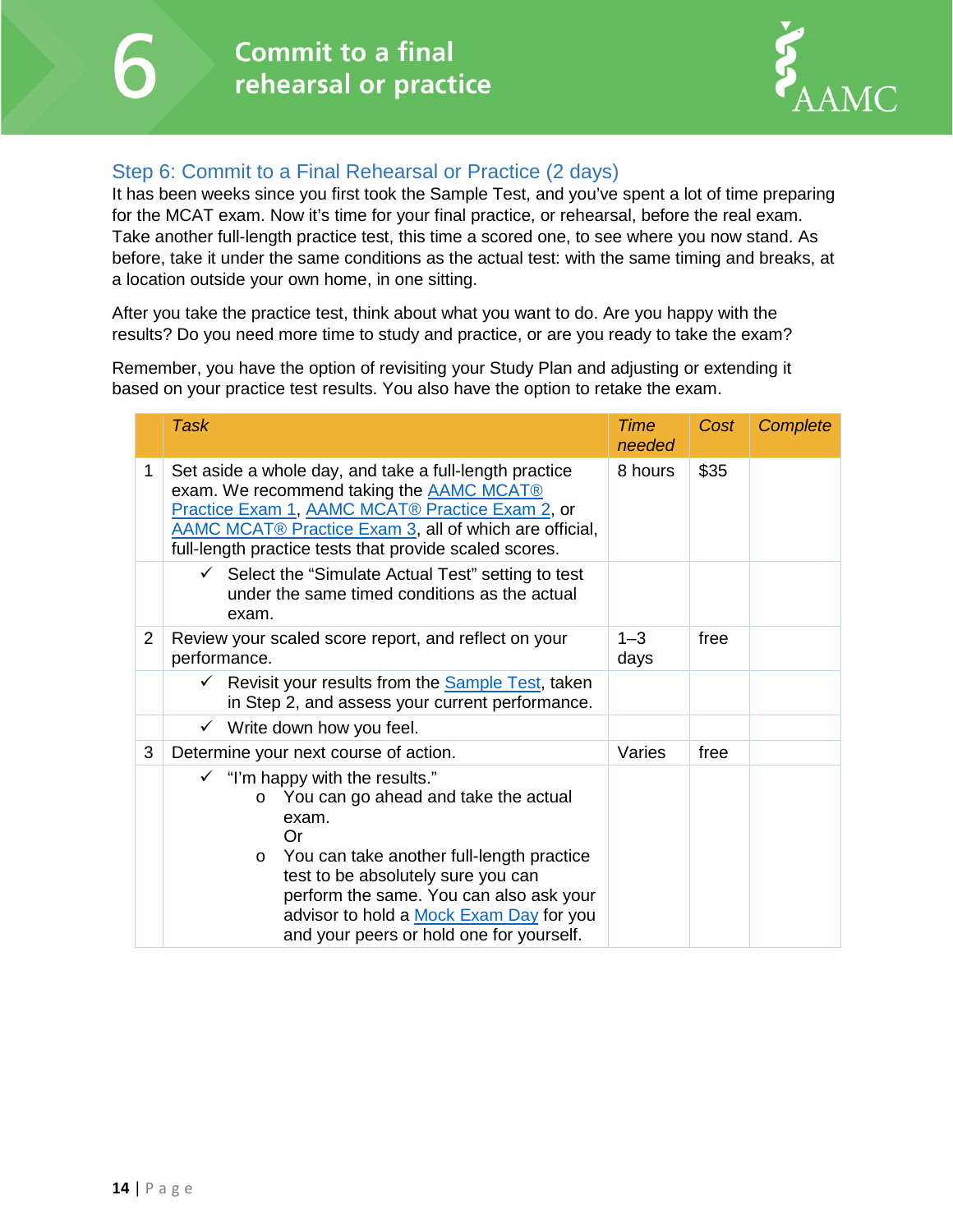# 6 Commit to a final rehearsal or practice

## Step 6: Commit to a Final Rehearsal or Practice (2 days)

It has been weeks since you first took the Sample Test, and you've spent a lot of time preparing for the MCAT exam. Now it's time for your final practice, or rehearsal, before the real exam. Take another full-length practice test, this time a scored one, to see where you now stand. As before, take it under the same conditions as the actual test: with the same timing and breaks, at a location outside your own home, in one sitting.

After you take the practice test, think about what you want to do. Are you happy with the results? Do you need more time to study and practice, or are you ready to take the exam?

Remember, you have the option of revisiting your Study Plan and adjusting or extending it based on your practice test results. You also have the option to retake the exam.

| | *Task* | *Time needed* | *Cost* | *Complete* |
|---|---|---|---|---|
| 1 | Set aside a whole day, and take a full-length practice exam. We recommend taking the AAMC MCAT® Practice Exam 1, AAMC MCAT® Practice Exam 2, or AAMC MCAT® Practice Exam 3, all of which are official, full-length practice tests that provide scaled scores. | 8 hours | $35 | |
| | ✓ Select the "Simulate Actual Test" setting to test under the same timed conditions as the actual exam. | | | |
| 2 | Review your scaled score report, and reflect on your performance. | 1–3 days | free | |
| | ✓ Revisit your results from the Sample Test, taken in Step 2, and assess your current performance. | | | |
| | ✓ Write down how you feel. | | | |
| 3 | Determine your next course of action. | Varies | free | |
| | ✓ "I'm happy with the results."<br>o You can go ahead and take the actual exam.<br>Or<br>o You can take another full-length practice test to be absolutely sure you can perform the same. You can also ask your advisor to hold a Mock Exam Day for you and your peers or hold one for yourself. | | | |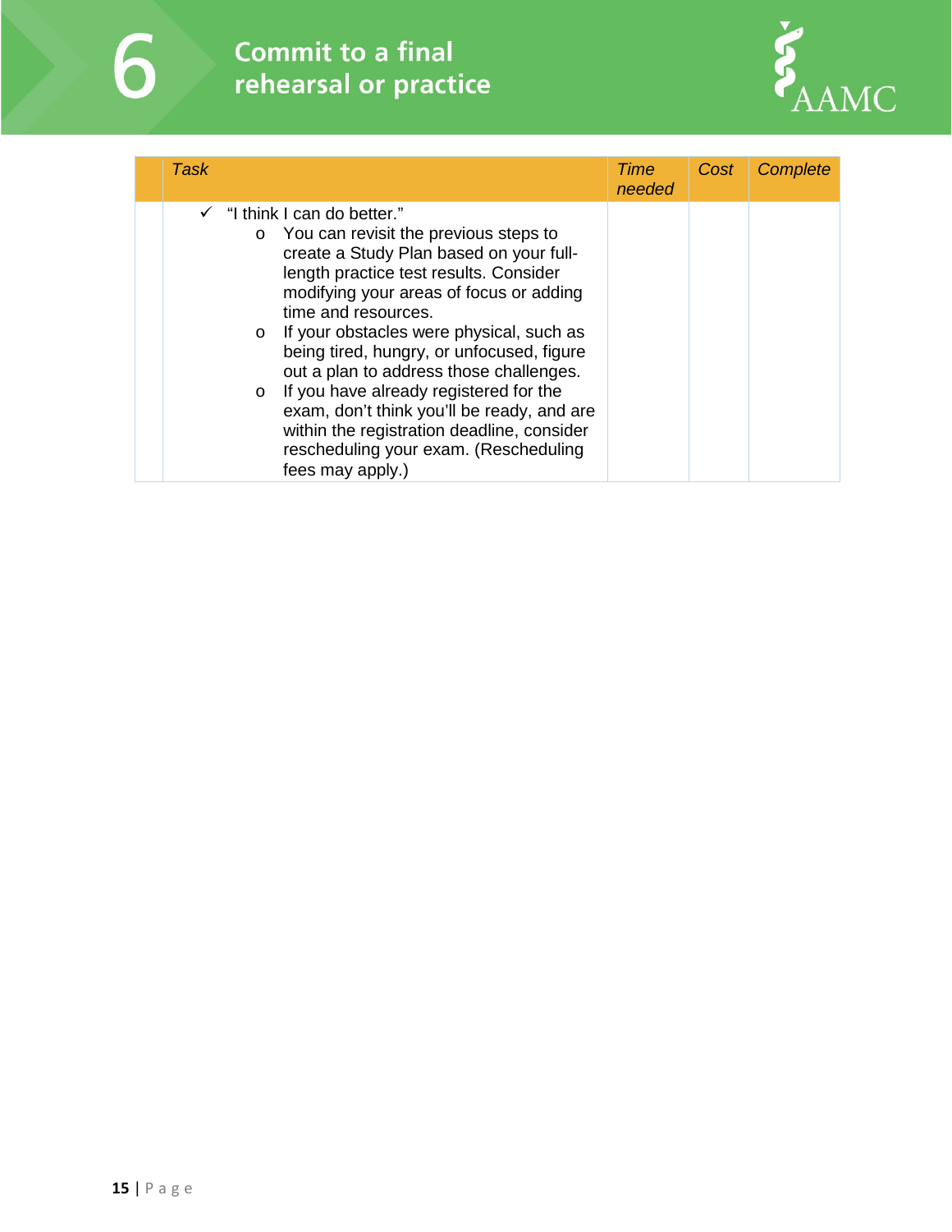# 6 Commit to a final rehearsal or practice

| | *Task* | *Time needed* | *Cost* | *Complete* |
|---|---|---|---|---|
| | ✓ "I think I can do better."<br>o You can revisit the previous steps to create a Study Plan based on your full-length practice test results. Consider modifying your areas of focus or adding time and resources.<br>o If your obstacles were physical, such as being tired, hungry, or unfocused, figure out a plan to address those challenges.<br>o If you have already registered for the exam, don't think you'll be ready, and are within the registration deadline, consider rescheduling your exam. (Rescheduling fees may apply.) | | | |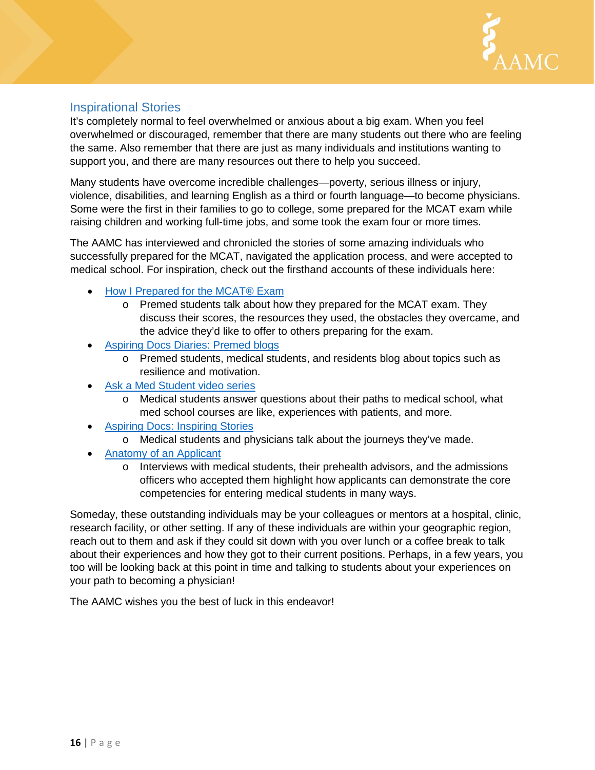## Inspirational Stories

It's completely normal to feel overwhelmed or anxious about a big exam. When you feel overwhelmed or discouraged, remember that there are many students out there who are feeling the same. Also remember that there are just as many individuals and institutions wanting to support you, and there are many resources out there to help you succeed.

Many students have overcome incredible challenges—poverty, serious illness or injury, violence, disabilities, and learning English as a third or fourth language—to become physicians. Some were the first in their families to go to college, some prepared for the MCAT exam while raising children and working full-time jobs, and some took the exam four or more times.

The AAMC has interviewed and chronicled the stories of some amazing individuals who successfully prepared for the MCAT, navigated the application process, and were accepted to medical school. For inspiration, check out the firsthand accounts of these individuals here:

- How I Prepared for the MCAT® Exam
  - Premed students talk about how they prepared for the MCAT exam. They discuss their scores, the resources they used, the obstacles they overcame, and the advice they'd like to offer to others preparing for the exam.
- Aspiring Docs Diaries: Premed blogs
  - Premed students, medical students, and residents blog about topics such as resilience and motivation.
- Ask a Med Student video series
  - Medical students answer questions about their paths to medical school, what med school courses are like, experiences with patients, and more.
- Aspiring Docs: Inspiring Stories
  - Medical students and physicians talk about the journeys they've made.
- Anatomy of an Applicant
  - Interviews with medical students, their prehealth advisors, and the admissions officers who accepted them highlight how applicants can demonstrate the core competencies for entering medical students in many ways.

Someday, these outstanding individuals may be your colleagues or mentors at a hospital, clinic, research facility, or other setting. If any of these individuals are within your geographic region, reach out to them and ask if they could sit down with you over lunch or a coffee break to talk about their experiences and how they got to their current positions. Perhaps, in a few years, you too will be looking back at this point in time and talking to students about your experiences on your path to becoming a physician!

The AAMC wishes you the best of luck in this endeavor!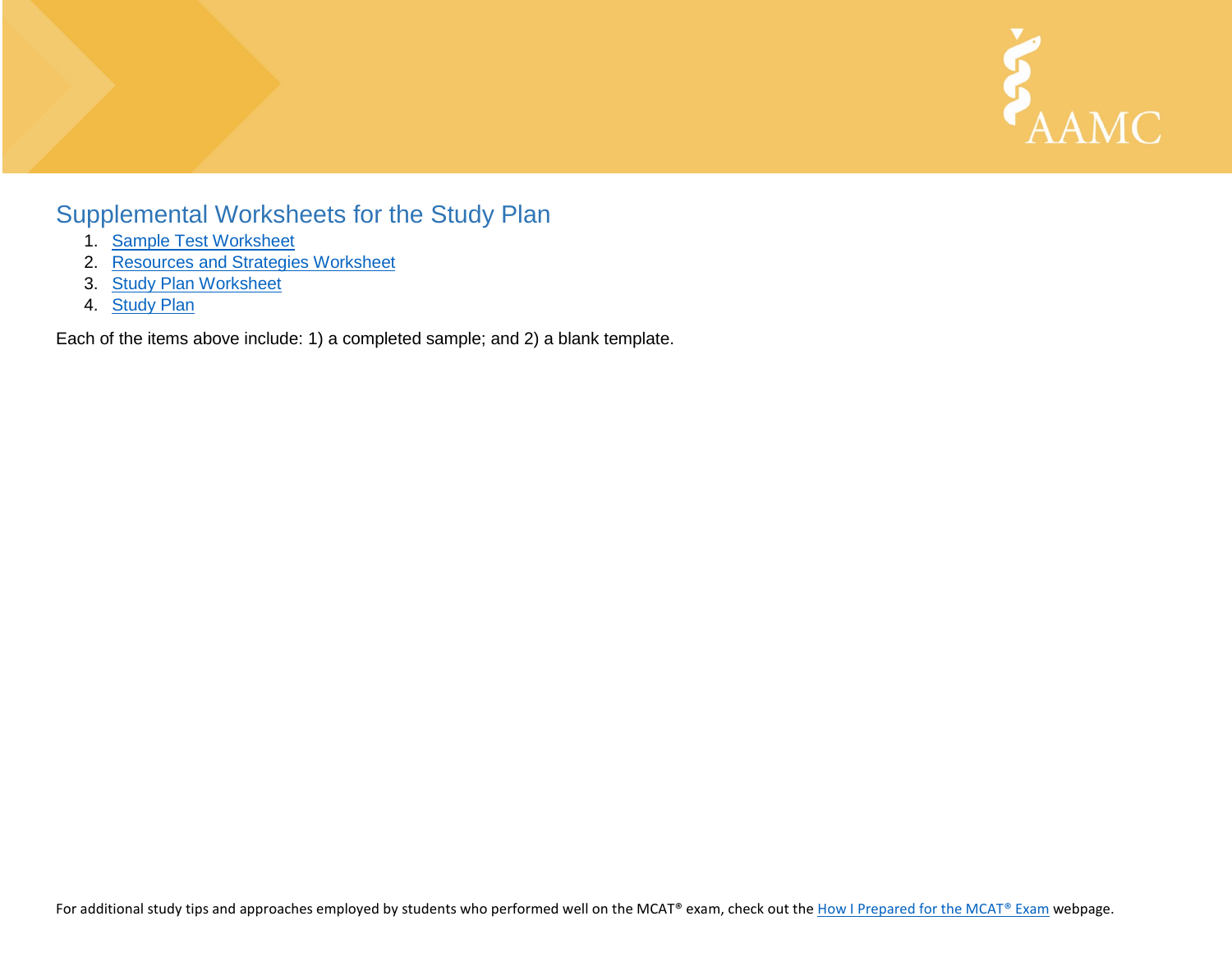# Supplemental Worksheets for the Study Plan

1. Sample Test Worksheet
2. Resources and Strategies Worksheet
3. Study Plan Worksheet
4. Study Plan

Each of the items above include: 1) a completed sample; and 2) a blank template.

For additional study tips and approaches employed by students who performed well on the MCAT® exam, check out the How I Prepared for the MCAT® Exam webpage.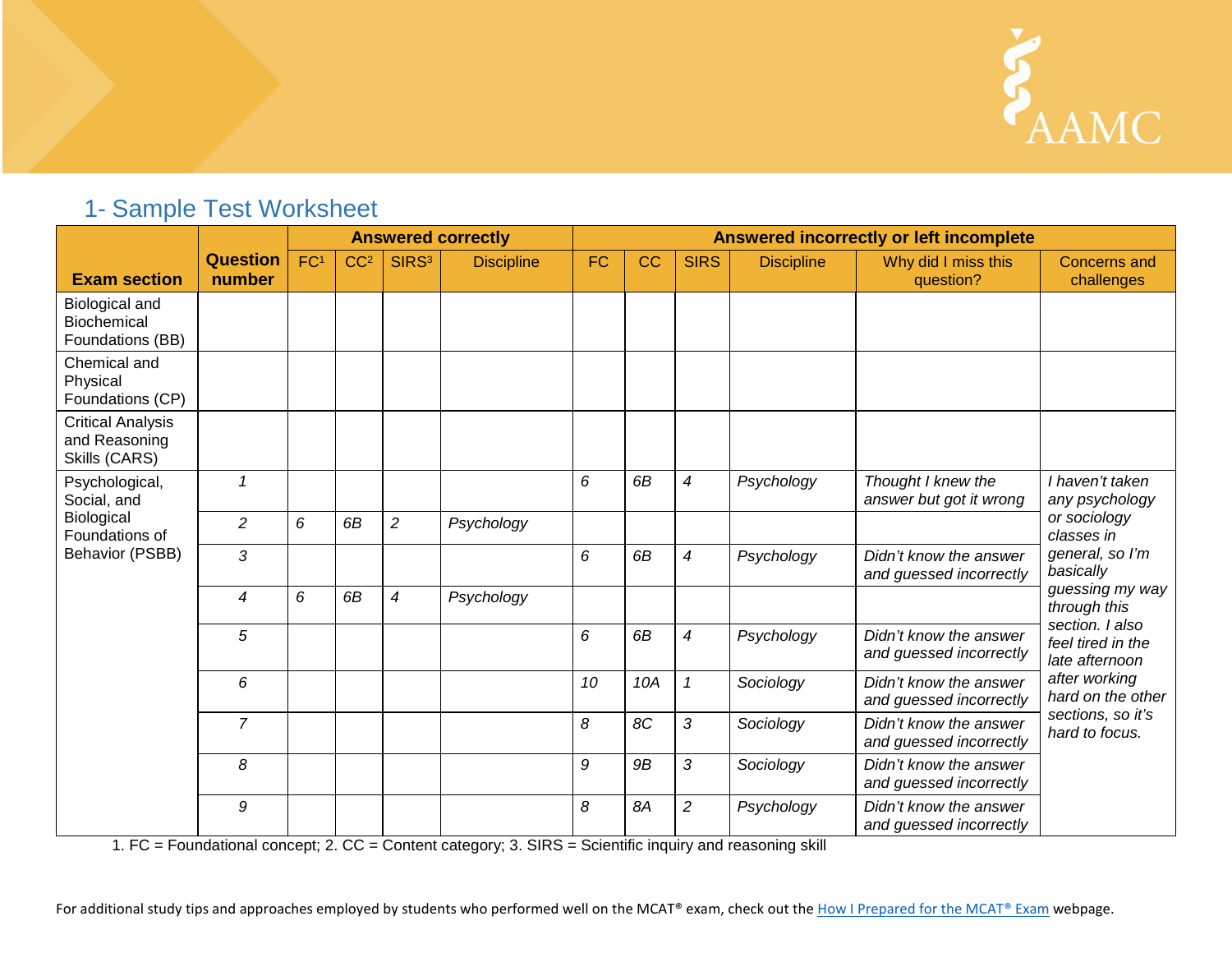## 1- Sample Test Worksheet

| Exam section | Question number | Answered correctly | | | | Answered incorrectly or left incomplete | | | | | |
|---|---|---|---|---|---|---|---|---|---|---|---|
| | | FC[1] | CC[2] | SIRS[3] | Discipline | FC | CC | SIRS | Discipline | Why did I miss this question? | Concerns and challenges |
| Biological and Biochemical Foundations (BB) | | | | | | | | | | | |
| Chemical and Physical Foundations (CP) | | | | | | | | | | | |
| Critical Analysis and Reasoning Skills (CARS) | | | | | | | | | | | |
| Psychological, Social, and Biological Foundations of Behavior (PSBB) | *1* | | | | | *6* | *6B* | *4* | *Psychology* | *Thought I knew the answer but got it wrong* | *I haven't taken any psychology or sociology classes in general, so I'm basically guessing my way through this section. I also feel tired in the late afternoon after working hard on the other sections, so it's hard to focus.* |
| | *2* | *6* | *6B* | *2* | *Psychology* | | | | | | |
| | *3* | | | | | *6* | *6B* | *4* | *Psychology* | *Didn't know the answer and guessed incorrectly* | |
| | *4* | *6* | *6B* | *4* | *Psychology* | | | | | | |
| | *5* | | | | | *6* | *6B* | *4* | *Psychology* | *Didn't know the answer and guessed incorrectly* | |
| | *6* | | | | | *10* | *10A* | *1* | *Sociology* | *Didn't know the answer and guessed incorrectly* | |
| | *7* | | | | | *8* | *8C* | *3* | *Sociology* | *Didn't know the answer and guessed incorrectly* | |
| | *8* | | | | | *9* | *9B* | *3* | *Sociology* | *Didn't know the answer and guessed incorrectly* | |
| | *9* | | | | | *8* | *8A* | *2* | *Psychology* | *Didn't know the answer and guessed incorrectly* | |

1. FC = Foundational concept; 2. CC = Content category; 3. SIRS = Scientific inquiry and reasoning skill

For additional study tips and approaches employed by students who performed well on the MCAT® exam, check out the How I Prepared for the MCAT® Exam webpage.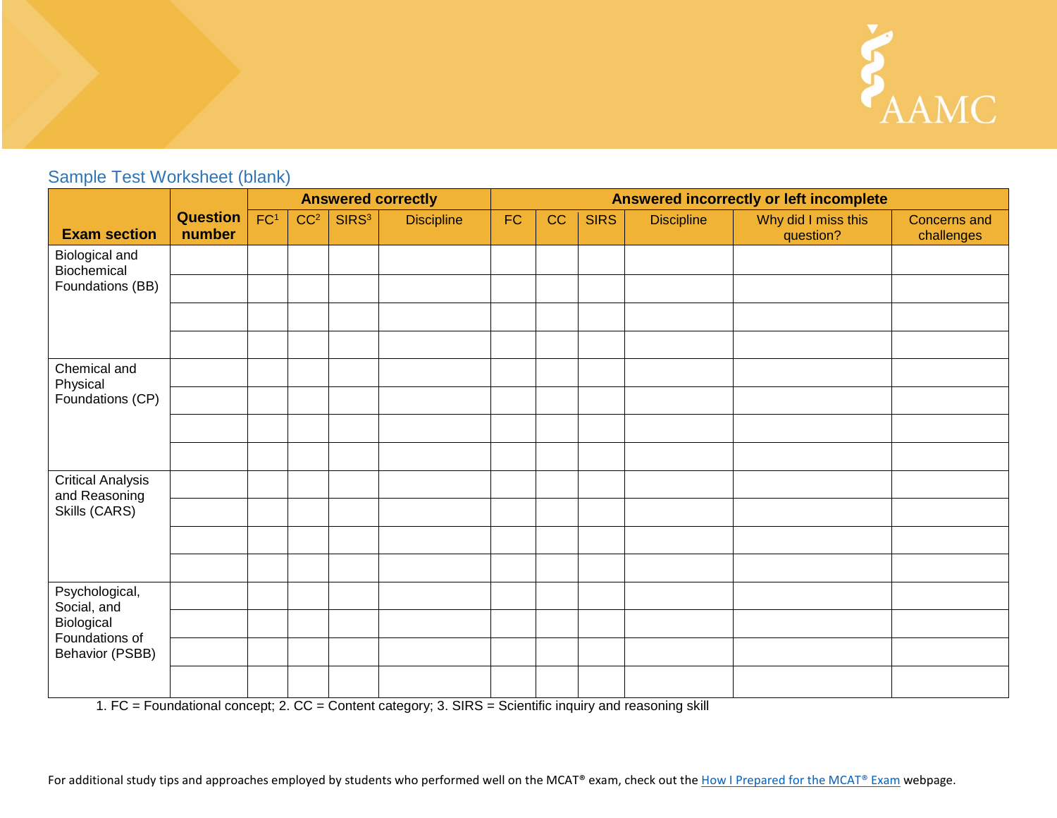## Sample Test Worksheet (blank)

| Exam section | Question number | Answered correctly | | | | Answered incorrectly or left incomplete | | | | | |
|---|---|---|---|---|---|---|---|---|---|---|---|
| | | FC[1] | CC[2] | SIRS[3] | Discipline | FC | CC | SIRS | Discipline | Why did I miss this question? | Concerns and challenges |
| Biological and Biochemical Foundations (BB) | | | | | | | | | | | |
| | | | | | | | | | | | |
| | | | | | | | | | | | |
| | | | | | | | | | | | |
| Chemical and Physical Foundations (CP) | | | | | | | | | | | |
| | | | | | | | | | | | |
| | | | | | | | | | | | |
| | | | | | | | | | | | |
| Critical Analysis and Reasoning Skills (CARS) | | | | | | | | | | | |
| | | | | | | | | | | | |
| | | | | | | | | | | | |
| | | | | | | | | | | | |
| Psychological, Social, and Biological Foundations of Behavior (PSBB) | | | | | | | | | | | |
| | | | | | | | | | | | |
| | | | | | | | | | | | |
| | | | | | | | | | | | |

1. FC = Foundational concept; 2. CC = Content category; 3. SIRS = Scientific inquiry and reasoning skill

For additional study tips and approaches employed by students who performed well on the MCAT® exam, check out the How I Prepared for the MCAT® Exam webpage.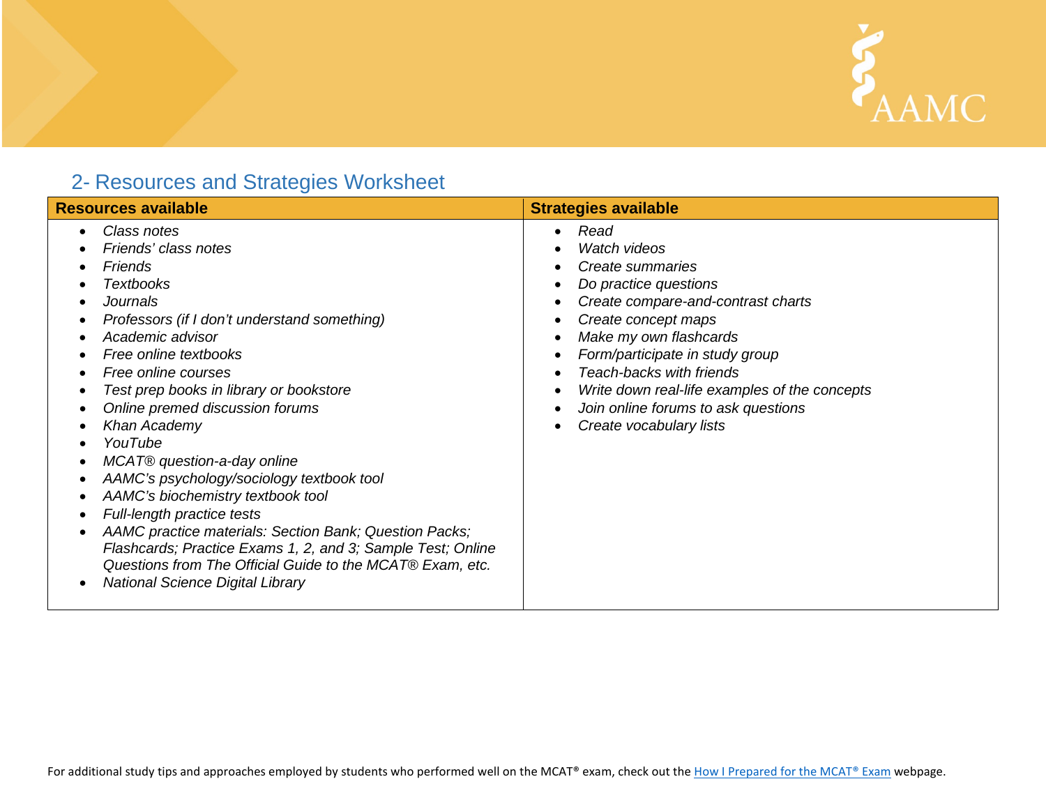## 2- Resources and Strategies Worksheet

| Resources available | Strategies available |
|---|---|
| • *Class notes*<br>• *Friends' class notes*<br>• *Friends*<br>• *Textbooks*<br>• *Journals*<br>• *Professors (if I don't understand something)*<br>• *Academic advisor*<br>• *Free online textbooks*<br>• *Free online courses*<br>• *Test prep books in library or bookstore*<br>• *Online premed discussion forums*<br>• *Khan Academy*<br>• *YouTube*<br>• *MCAT® question-a-day online*<br>• *AAMC's psychology/sociology textbook tool*<br>• *AAMC's biochemistry textbook tool*<br>• *Full-length practice tests*<br>• *AAMC practice materials: Section Bank; Question Packs; Flashcards; Practice Exams 1, 2, and 3; Sample Test; Online Questions from The Official Guide to the MCAT® Exam, etc.*<br>• *National Science Digital Library* | • *Read*<br>• *Watch videos*<br>• *Create summaries*<br>• *Do practice questions*<br>• *Create compare-and-contrast charts*<br>• *Create concept maps*<br>• *Make my own flashcards*<br>• *Form/participate in study group*<br>• *Teach-backs with friends*<br>• *Write down real-life examples of the concepts*<br>• *Join online forums to ask questions*<br>• *Create vocabulary lists* |

For additional study tips and approaches employed by students who performed well on the MCAT® exam, check out the How I Prepared for the MCAT® Exam webpage.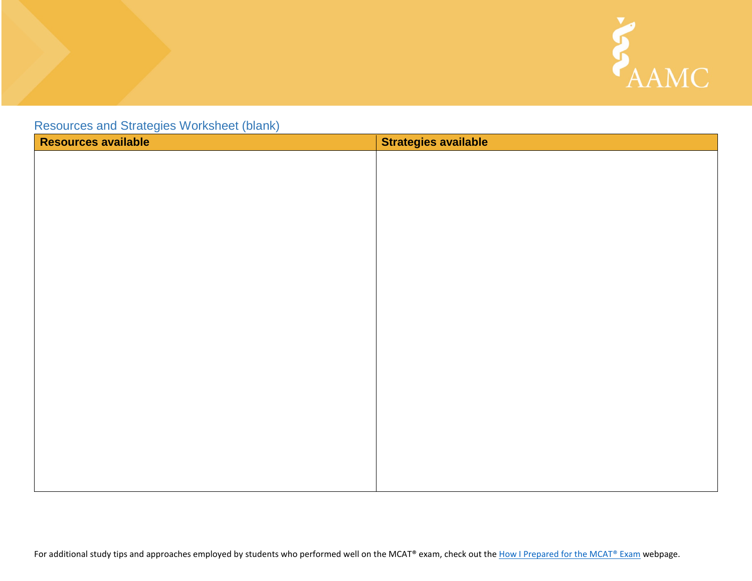## Resources and Strategies Worksheet (blank)

| Resources available | Strategies available |
| --- | --- |
| | |

For additional study tips and approaches employed by students who performed well on the MCAT® exam, check out the How I Prepared for the MCAT® Exam webpage.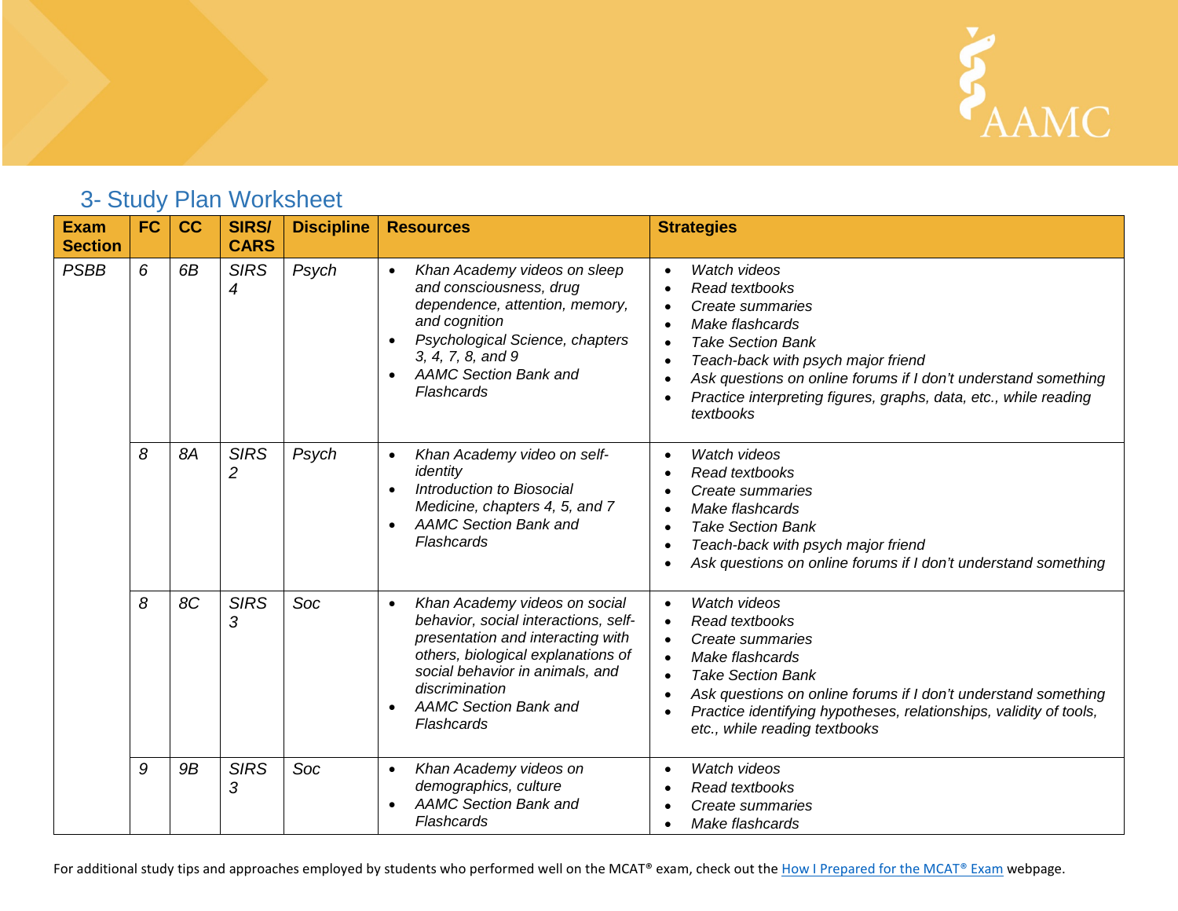## 3- Study Plan Worksheet

| Exam Section | FC | CC | SIRS/ CARS | Discipline | Resources | Strategies |
|---|---|---|---|---|---|---|
| *PSBB* | *6* | *6B* | *SIRS 4* | *Psych* | • *Khan Academy videos on sleep and consciousness, drug dependence, attention, memory, and cognition*<br>• *Psychological Science, chapters 3, 4, 7, 8, and 9*<br>• *AAMC Section Bank and Flashcards* | • *Watch videos*<br>• *Read textbooks*<br>• *Create summaries*<br>• *Make flashcards*<br>• *Take Section Bank*<br>• *Teach-back with psych major friend*<br>• *Ask questions on online forums if I don't understand something*<br>• *Practice interpreting figures, graphs, data, etc., while reading textbooks* |
| | *8* | *8A* | *SIRS 2* | *Psych* | • *Khan Academy video on self-identity*<br>• *Introduction to Biosocial Medicine, chapters 4, 5, and 7*<br>• *AAMC Section Bank and Flashcards* | • *Watch videos*<br>• *Read textbooks*<br>• *Create summaries*<br>• *Make flashcards*<br>• *Take Section Bank*<br>• *Teach-back with psych major friend*<br>• *Ask questions on online forums if I don't understand something* |
| | *8* | *8C* | *SIRS 3* | *Soc* | • *Khan Academy videos on social behavior, social interactions, self-presentation and interacting with others, biological explanations of social behavior in animals, and discrimination*<br>• *AAMC Section Bank and Flashcards* | • *Watch videos*<br>• *Read textbooks*<br>• *Create summaries*<br>• *Make flashcards*<br>• *Take Section Bank*<br>• *Ask questions on online forums if I don't understand something*<br>• *Practice identifying hypotheses, relationships, validity of tools, etc., while reading textbooks* |
| | *9* | *9B* | *SIRS 3* | *Soc* | • *Khan Academy videos on demographics, culture*<br>• *AAMC Section Bank and Flashcards* | • *Watch videos*<br>• *Read textbooks*<br>• *Create summaries*<br>• *Make flashcards* |

For additional study tips and approaches employed by students who performed well on the MCAT® exam, check out the How I Prepared for the MCAT® Exam webpage.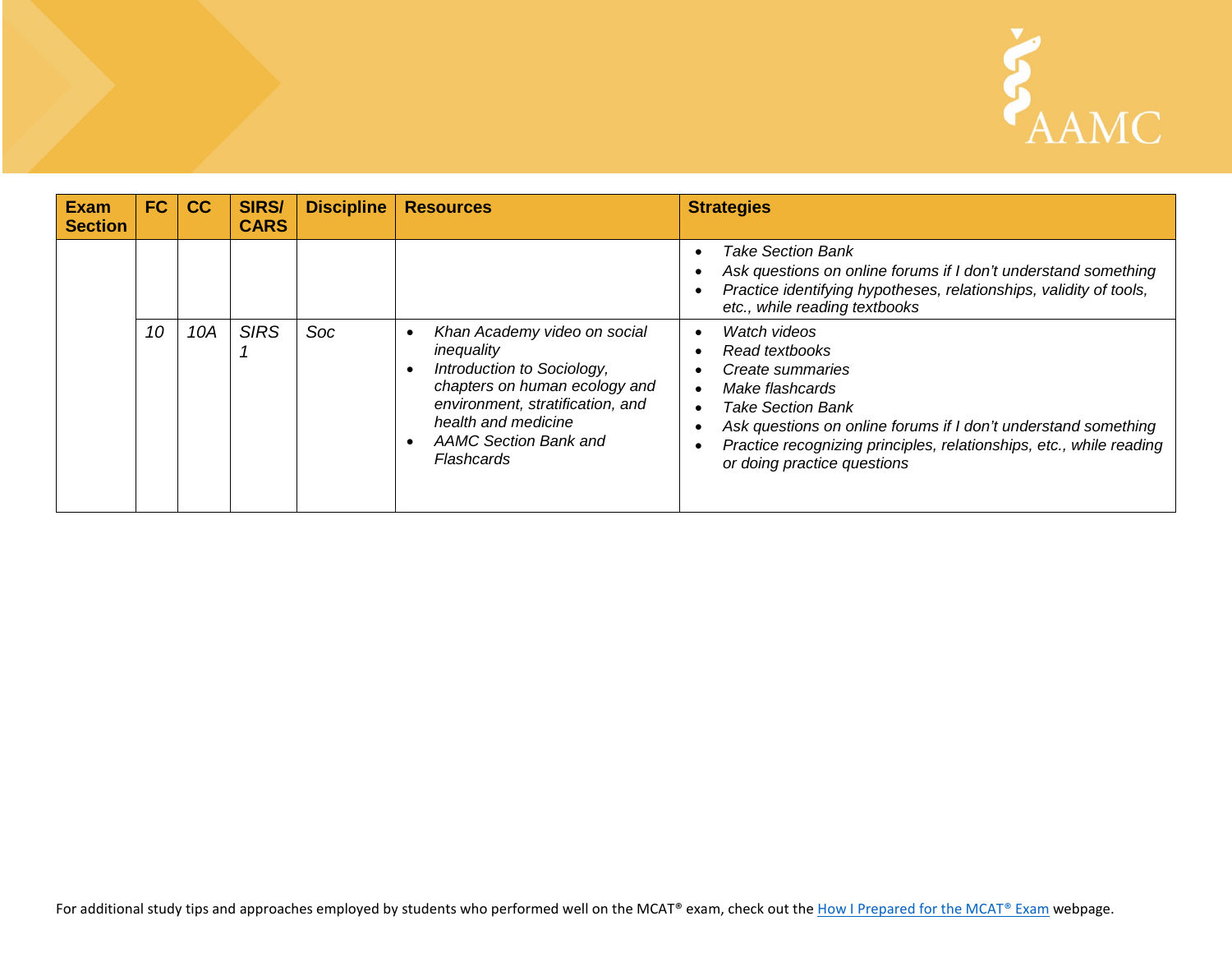| Exam Section | FC | CC | SIRS/ CARS | Discipline | Resources | Strategies |
|---|---|---|---|---|---|---|
| | | | | | | • *Take Section Bank*<br>• *Ask questions on online forums if I don't understand something*<br>• *Practice identifying hypotheses, relationships, validity of tools, etc., while reading textbooks* |
| | *10* | *10A* | *SIRS 1* | *Soc* | • *Khan Academy video on social inequality*<br>• *Introduction to Sociology, chapters on human ecology and environment, stratification, and health and medicine*<br>• *AAMC Section Bank and Flashcards* | • *Watch videos*<br>• *Read textbooks*<br>• *Create summaries*<br>• *Make flashcards*<br>• *Take Section Bank*<br>• *Ask questions on online forums if I don't understand something*<br>• *Practice recognizing principles, relationships, etc., while reading or doing practice questions* |

For additional study tips and approaches employed by students who performed well on the MCAT® exam, check out the [How I Prepared for the MCAT® Exam]() webpage.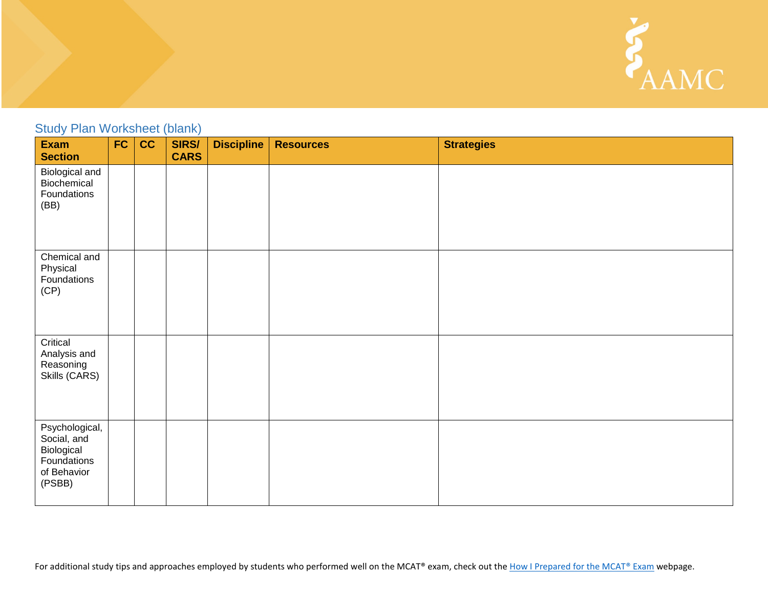## Study Plan Worksheet (blank)

| Exam Section | FC | CC | SIRS/ CARS | Discipline | Resources | Strategies |
|---|---|---|---|---|---|---|
| Biological and Biochemical Foundations (BB) | | | | | | |
| Chemical and Physical Foundations (CP) | | | | | | |
| Critical Analysis and Reasoning Skills (CARS) | | | | | | |
| Psychological, Social, and Biological Foundations of Behavior (PSBB) | | | | | | |

For additional study tips and approaches employed by students who performed well on the MCAT® exam, check out the How I Prepared for the MCAT® Exam webpage.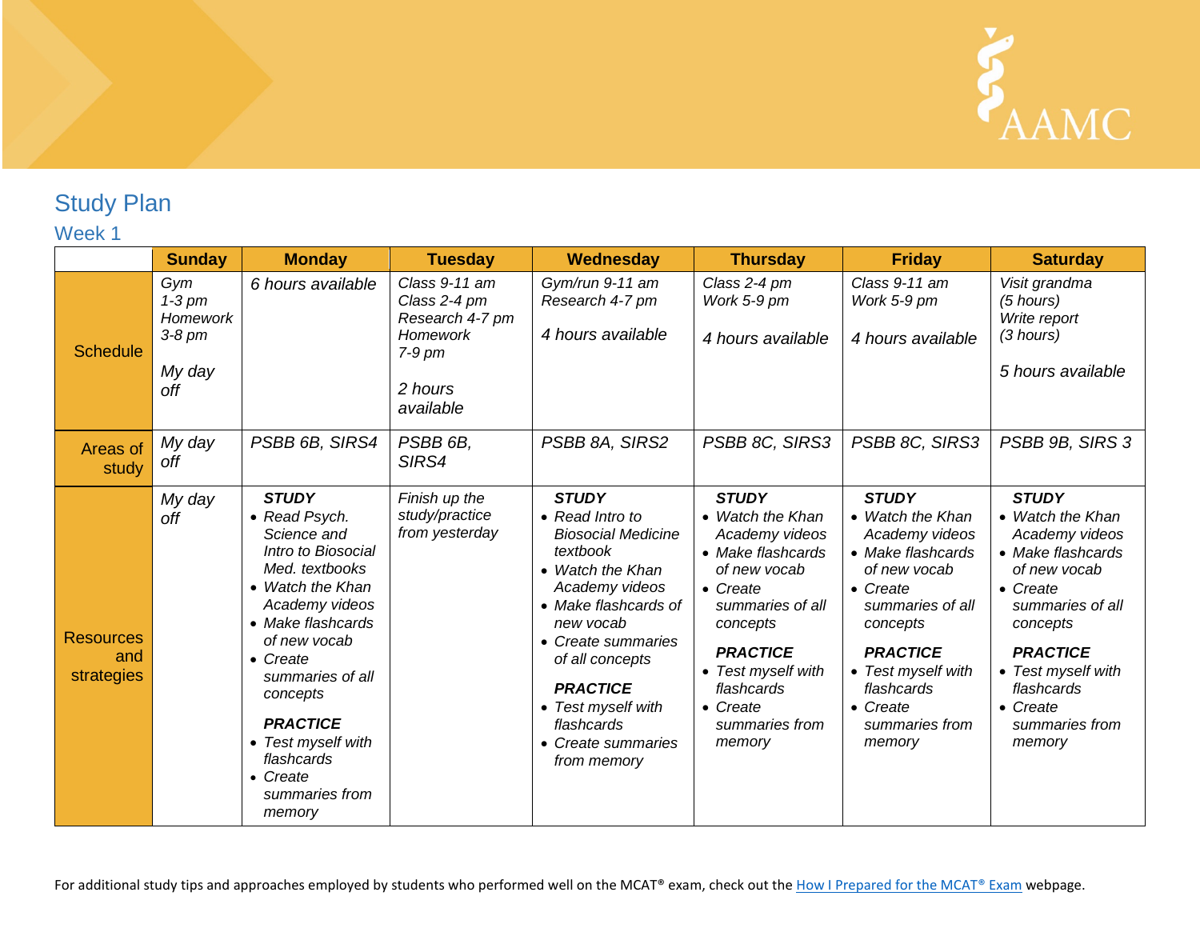## Study Plan

### Week 1

| | Sunday | Monday | Tuesday | Wednesday | Thursday | Friday | Saturday |
|---|---|---|---|---|---|---|---|
| Schedule | *Gym 1-3 pm Homework 3-8 pm* *My day off* | *6 hours available* | *Class 9-11 am Class 2-4 pm Research 4-7 pm Homework 7-9 pm* *2 hours available* | *Gym/run 9-11 am Research 4-7 pm* *4 hours available* | *Class 2-4 pm Work 5-9 pm* *4 hours available* | *Class 9-11 am Work 5-9 pm* *4 hours available* | *Visit grandma (5 hours) Write report (3 hours)* *5 hours available* |
| Areas of study | *My day off* | *PSBB 6B, SIRS4* | *PSBB 6B, SIRS4* | *PSBB 8A, SIRS2* | *PSBB 8C, SIRS3* | *PSBB 8C, SIRS3* | *PSBB 9B, SIRS 3* |
| Resources and strategies | *My day off* | ***STUDY*** • *Read Psych. Science and Intro to Biosocial Med. textbooks* • *Watch the Khan Academy videos* • *Make flashcards of new vocab* • *Create summaries of all concepts* ***PRACTICE*** • *Test myself with flashcards* • *Create summaries from memory* | *Finish up the study/practice from yesterday* | ***STUDY*** • *Read Intro to Biosocial Medicine textbook* • *Watch the Khan Academy videos* • *Make flashcards of new vocab* • *Create summaries of all concepts* ***PRACTICE*** • *Test myself with flashcards* • *Create summaries from memory* | ***STUDY*** • *Watch the Khan Academy videos* • *Make flashcards of new vocab* • *Create summaries of all concepts* ***PRACTICE*** • *Test myself with flashcards* • *Create summaries from memory* | ***STUDY*** • *Watch the Khan Academy videos* • *Make flashcards of new vocab* • *Create summaries of all concepts* ***PRACTICE*** • *Test myself with flashcards* • *Create summaries from memory* | ***STUDY*** • *Watch the Khan Academy videos* • *Make flashcards of new vocab* • *Create summaries of all concepts* ***PRACTICE*** • *Test myself with flashcards* • *Create summaries from memory* |

For additional study tips and approaches employed by students who performed well on the MCAT® exam, check out the How I Prepared for the MCAT® Exam webpage.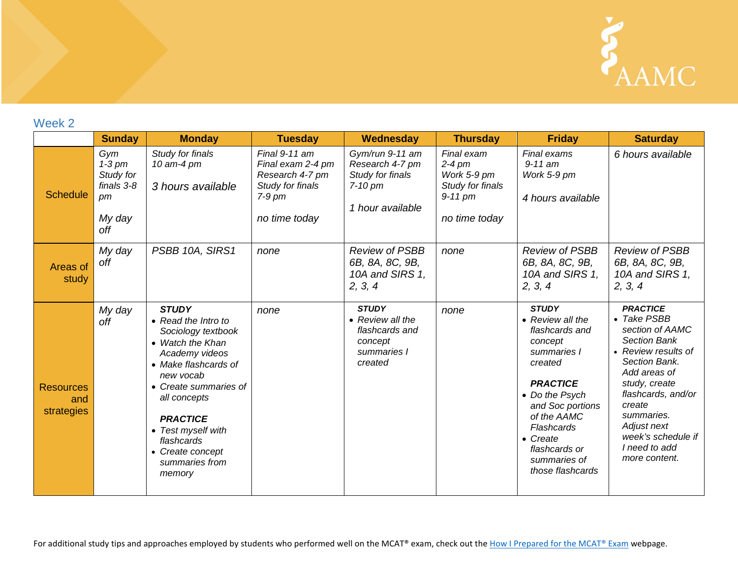## Week 2

| | Sunday | Monday | Tuesday | Wednesday | Thursday | Friday | Saturday |
|---|---|---|---|---|---|---|---|
| Schedule | *Gym 1-3 pm Study for finals 3-8 pm*<br><br>*My day off* | *Study for finals 10 am-4 pm*<br><br>*3 hours available* | *Final 9-11 am Final exam 2-4 pm Research 4-7 pm Study for finals 7-9 pm*<br><br>*no time today* | *Gym/run 9-11 am Research 4-7 pm Study for finals 7-10 pm*<br><br>*1 hour available* | *Final exam 2-4 pm Work 5-9 pm Study for finals 9-11 pm*<br><br>*no time today* | *Final exams 9-11 am Work 5-9 pm*<br><br>*4 hours available* | *6 hours available* |
| Areas of study | *My day off* | *PSBB 10A, SIRS1* | *none* | *Review of PSBB 6B, 8A, 8C, 9B, 10A and SIRS 1, 2, 3, 4* | *none* | *Review of PSBB 6B, 8A, 8C, 9B, 10A and SIRS 1, 2, 3, 4* | *Review of PSBB 6B, 8A, 8C, 9B, 10A and SIRS 1, 2, 3, 4* |
| Resources and strategies | *My day off* | ***STUDY***<br>• *Read the Intro to Sociology textbook*<br>• *Watch the Khan Academy videos*<br>• *Make flashcards of new vocab*<br>• *Create summaries of all concepts*<br><br>***PRACTICE***<br>• *Test myself with flashcards*<br>• *Create concept summaries from memory* | *none* | ***STUDY***<br>• *Review all the flashcards and concept summaries I created* | *none* | ***STUDY***<br>• *Review all the flashcards and concept summaries I created*<br><br>***PRACTICE***<br>• *Do the Psych and Soc portions of the AAMC Flashcards*<br>• *Create flashcards or summaries of those flashcards* | ***PRACTICE***<br>• *Take PSBB section of AAMC Section Bank*<br>• *Review results of Section Bank. Add areas of study, create flashcards, and/or create summaries. Adjust next week's schedule if I need to add more content.* |

For additional study tips and approaches employed by students who performed well on the MCAT® exam, check out the How I Prepared for the MCAT® Exam webpage.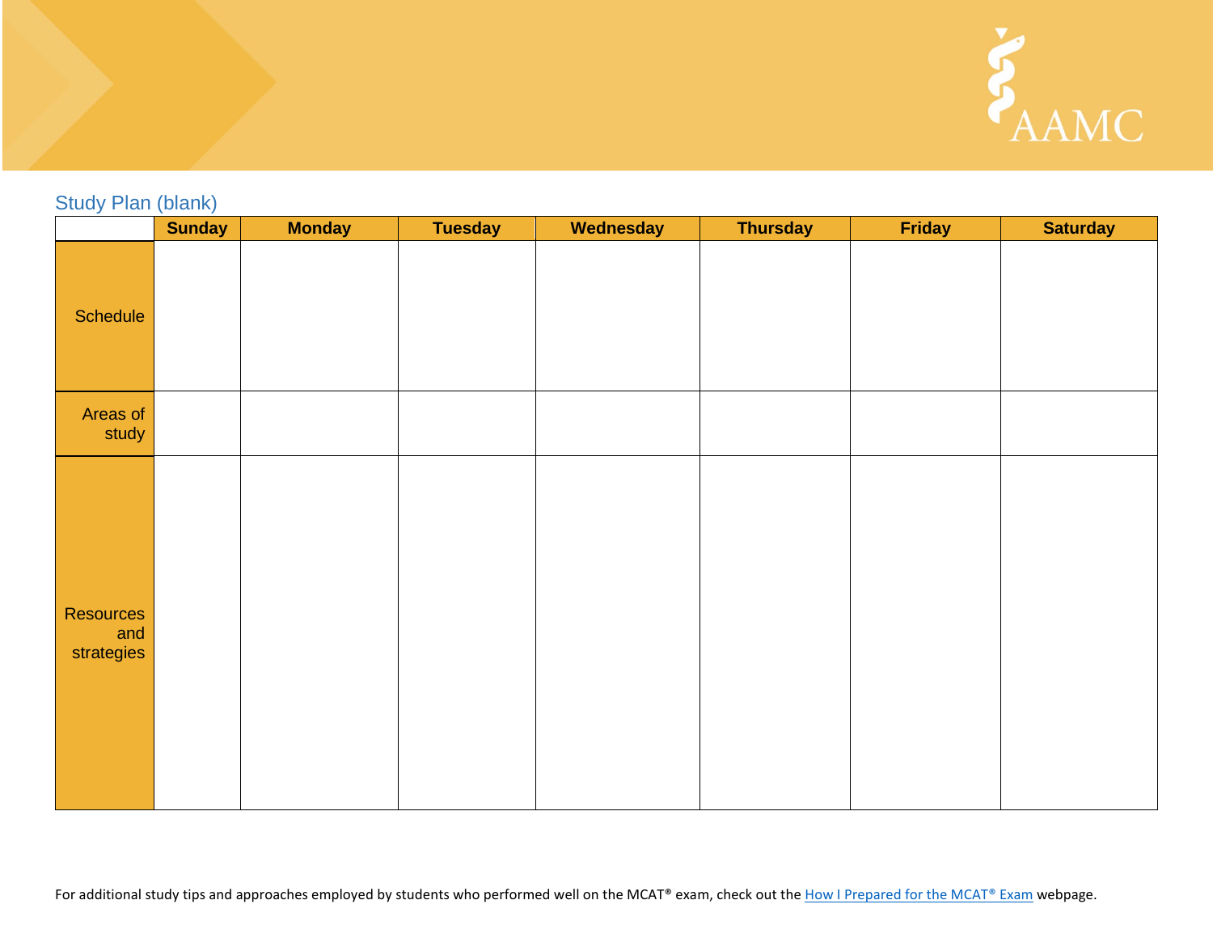Study Plan (blank)

| | Sunday | Monday | Tuesday | Wednesday | Thursday | Friday | Saturday |
|---|---|---|---|---|---|---|---|
| Schedule | | | | | | | |
| Areas of study | | | | | | | |
| Resources and strategies | | | | | | | |

For additional study tips and approaches employed by students who performed well on the MCAT® exam, check out the How I Prepared for the MCAT® Exam webpage.